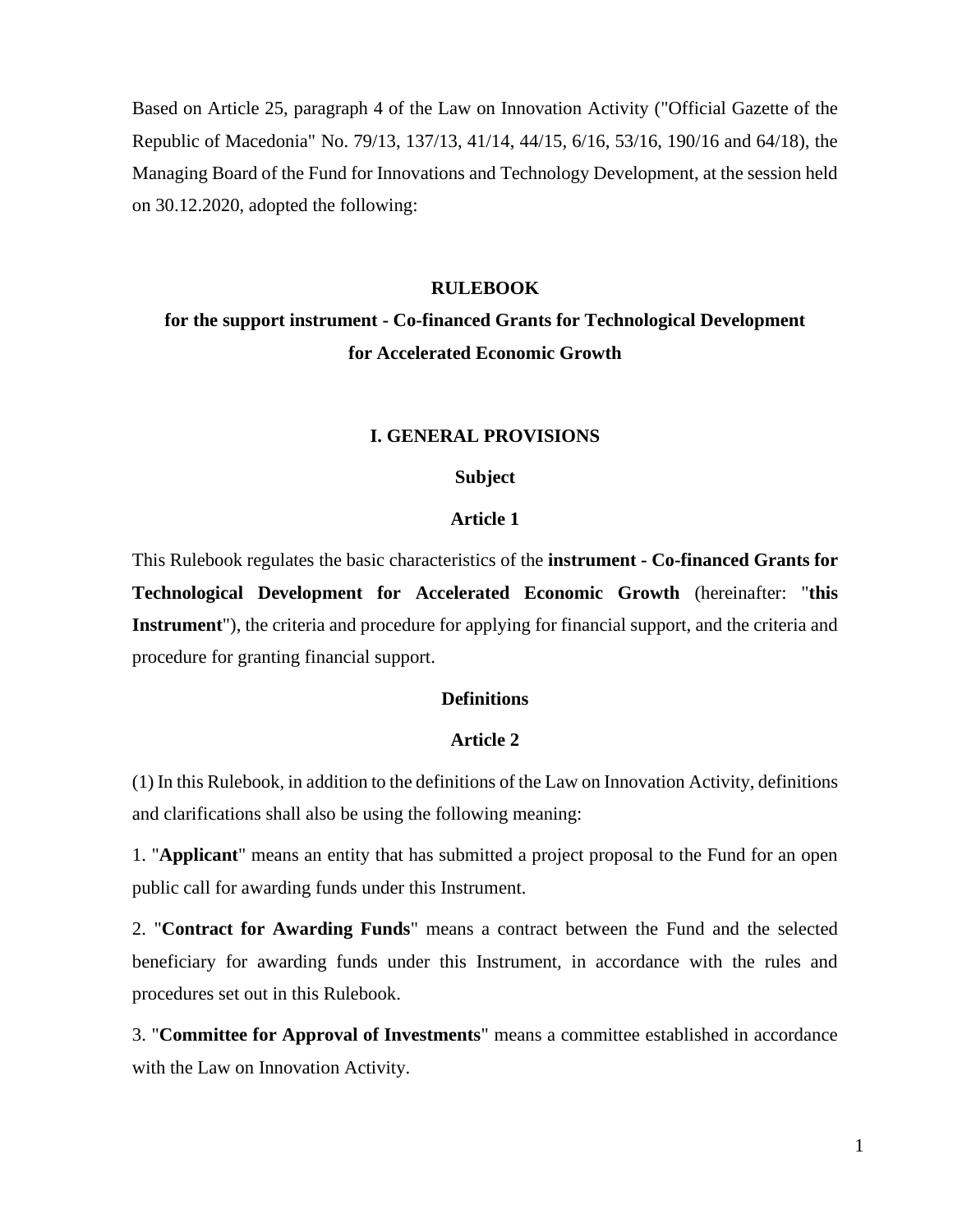Based on Article 25, paragraph 4 of the Law on Innovation Activity ("Official Gazette of the Republic of Macedonia" No. 79/13, 137/13, 41/14, 44/15, 6/16, 53/16, 190/16 and 64/18), the Managing Board of the Fund for Innovations and Technology Development, at the session held on 30.12.2020, adopted the following:

# RULEBOOK
## for the support instrument - Co-financed Grants for Technological Development for Accelerated Economic Growth

## I. GENERAL PROVISIONS

### Subject

### Article 1

This Rulebook regulates the basic characteristics of the **instrument - Co-financed Grants for Technological Development for Accelerated Economic Growth** (hereinafter: "**this Instrument**"), the criteria and procedure for applying for financial support, and the criteria and procedure for granting financial support.

### Definitions

### Article 2

(1) In this Rulebook, in addition to the definitions of the Law on Innovation Activity, definitions and clarifications shall also be using the following meaning:

1. "**Applicant**" means an entity that has submitted a project proposal to the Fund for an open public call for awarding funds under this Instrument.

2. "**Contract for Awarding Funds**" means a contract between the Fund and the selected beneficiary for awarding funds under this Instrument, in accordance with the rules and procedures set out in this Rulebook.

3. "**Committee for Approval of Investments**" means a committee established in accordance with the Law on Innovation Activity.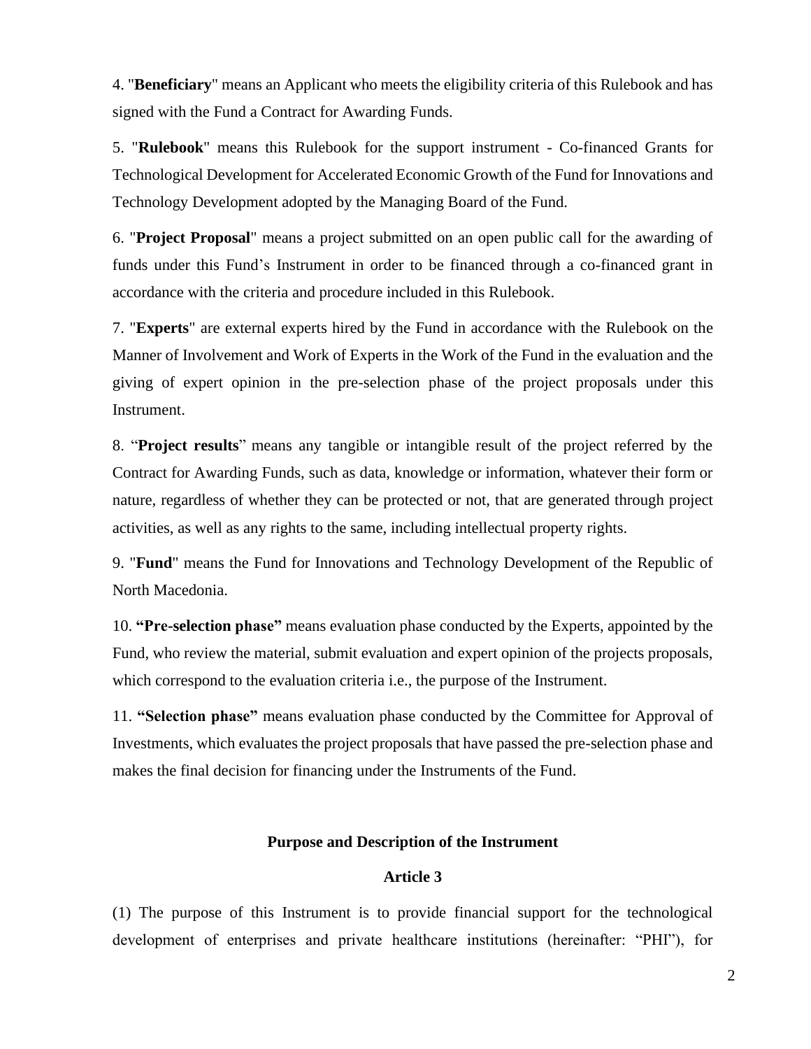4. "**Beneficiary**" means an Applicant who meets the eligibility criteria of this Rulebook and has signed with the Fund a Contract for Awarding Funds.

5. "**Rulebook**" means this Rulebook for the support instrument - Co-financed Grants for Technological Development for Accelerated Economic Growth of the Fund for Innovations and Technology Development adopted by the Managing Board of the Fund.

6. "**Project Proposal**" means a project submitted on an open public call for the awarding of funds under this Fund's Instrument in order to be financed through a co-financed grant in accordance with the criteria and procedure included in this Rulebook.

7. "**Experts**" are external experts hired by the Fund in accordance with the Rulebook on the Manner of Involvement and Work of Experts in the Work of the Fund in the evaluation and the giving of expert opinion in the pre-selection phase of the project proposals under this Instrument.

8. "**Project results**" means any tangible or intangible result of the project referred by the Contract for Awarding Funds, such as data, knowledge or information, whatever their form or nature, regardless of whether they can be protected or not, that are generated through project activities, as well as any rights to the same, including intellectual property rights.

9. "**Fund**" means the Fund for Innovations and Technology Development of the Republic of North Macedonia.

10. **"Pre-selection phase"** means evaluation phase conducted by the Experts, appointed by the Fund, who review the material, submit evaluation and expert opinion of the projects proposals, which correspond to the evaluation criteria i.e., the purpose of the Instrument.

11. **"Selection phase"** means evaluation phase conducted by the Committee for Approval of Investments, which evaluates the project proposals that have passed the pre-selection phase and makes the final decision for financing under the Instruments of the Fund.

## Purpose and Description of the Instrument

### Article 3

(1) The purpose of this Instrument is to provide financial support for the technological development of enterprises and private healthcare institutions (hereinafter: "PHI"), for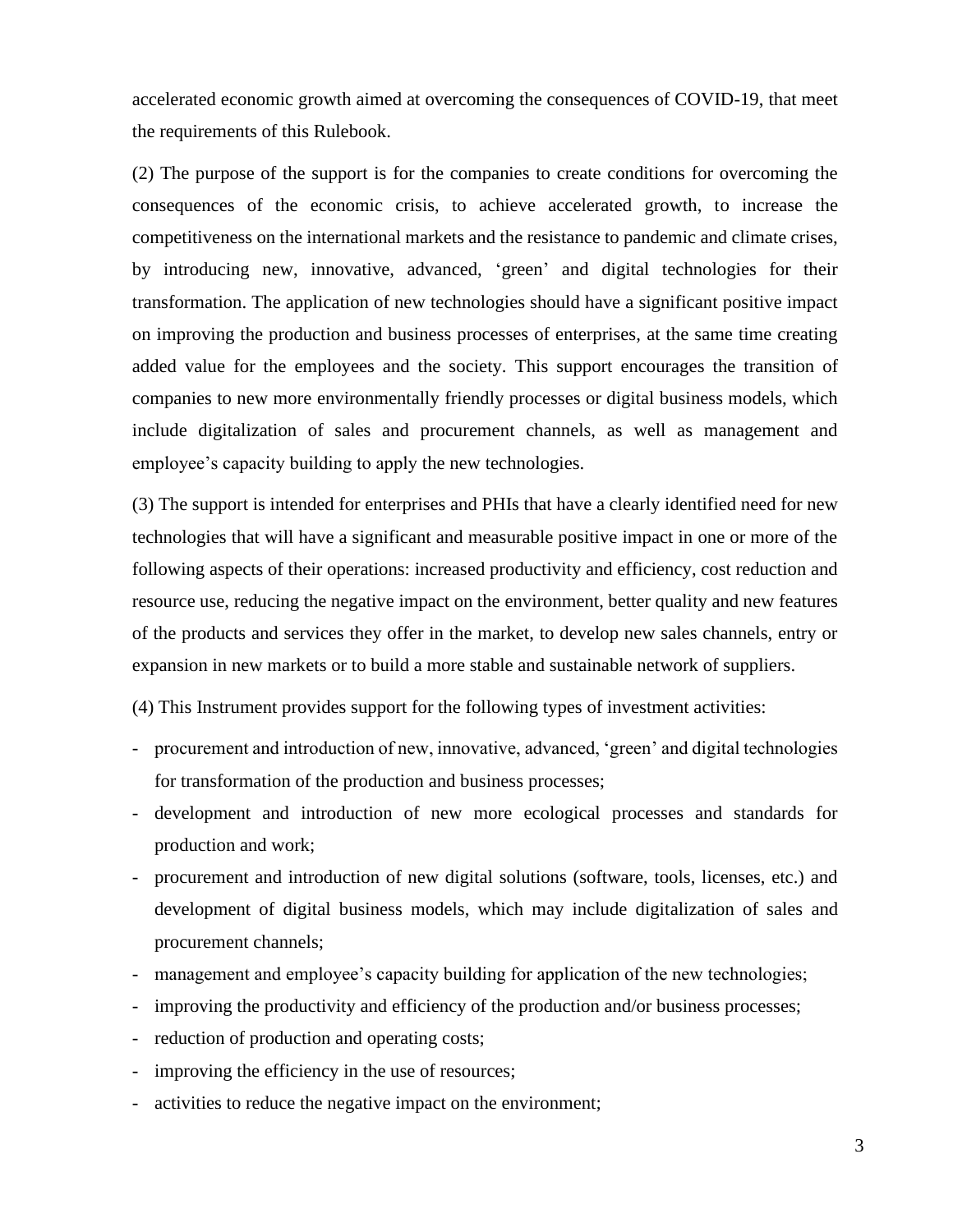accelerated economic growth aimed at overcoming the consequences of COVID-19, that meet the requirements of this Rulebook.

(2) The purpose of the support is for the companies to create conditions for overcoming the consequences of the economic crisis, to achieve accelerated growth, to increase the competitiveness on the international markets and the resistance to pandemic and climate crises, by introducing new, innovative, advanced, 'green' and digital technologies for their transformation. The application of new technologies should have a significant positive impact on improving the production and business processes of enterprises, at the same time creating added value for the employees and the society. This support encourages the transition of companies to new more environmentally friendly processes or digital business models, which include digitalization of sales and procurement channels, as well as management and employee's capacity building to apply the new technologies.

(3) The support is intended for enterprises and PHIs that have a clearly identified need for new technologies that will have a significant and measurable positive impact in one or more of the following aspects of their operations: increased productivity and efficiency, cost reduction and resource use, reducing the negative impact on the environment, better quality and new features of the products and services they offer in the market, to develop new sales channels, entry or expansion in new markets or to build a more stable and sustainable network of suppliers.

(4) This Instrument provides support for the following types of investment activities:

- procurement and introduction of new, innovative, advanced, 'green' and digital technologies for transformation of the production and business processes;
- development and introduction of new more ecological processes and standards for production and work;
- procurement and introduction of new digital solutions (software, tools, licenses, etc.) and development of digital business models, which may include digitalization of sales and procurement channels;
- management and employee's capacity building for application of the new technologies;
- improving the productivity and efficiency of the production and/or business processes;
- reduction of production and operating costs;
- improving the efficiency in the use of resources;
- activities to reduce the negative impact on the environment;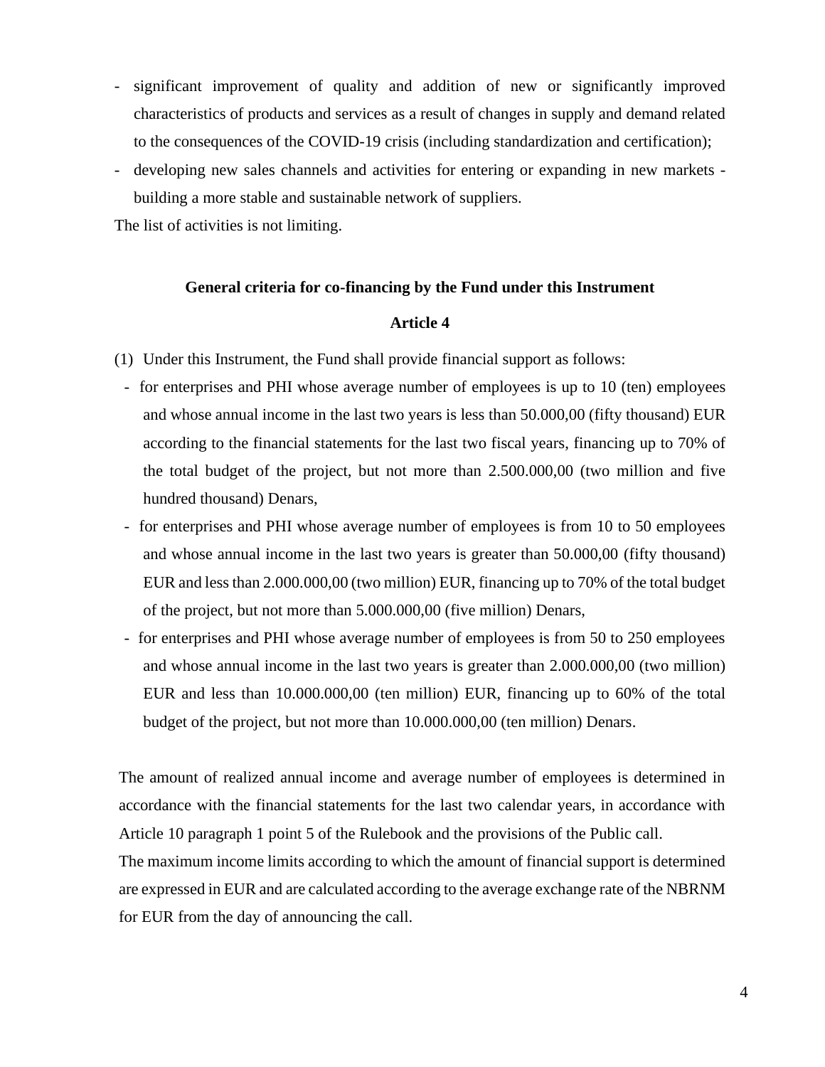- significant improvement of quality and addition of new or significantly improved characteristics of products and services as a result of changes in supply and demand related to the consequences of the COVID-19 crisis (including standardization and certification);
- developing new sales channels and activities for entering or expanding in new markets - building a more stable and sustainable network of suppliers.

The list of activities is not limiting.

**General criteria for co-financing by the Fund under this Instrument**

**Article 4**

(1) Under this Instrument, the Fund shall provide financial support as follows:

- for enterprises and PHI whose average number of employees is up to 10 (ten) employees and whose annual income in the last two years is less than 50.000,00 (fifty thousand) EUR according to the financial statements for the last two fiscal years, financing up to 70% of the total budget of the project, but not more than 2.500.000,00 (two million and five hundred thousand) Denars,
- for enterprises and PHI whose average number of employees is from 10 to 50 employees and whose annual income in the last two years is greater than 50.000,00 (fifty thousand) EUR and less than 2.000.000,00 (two million) EUR, financing up to 70% of the total budget of the project, but not more than 5.000.000,00 (five million) Denars,
- for enterprises and PHI whose average number of employees is from 50 to 250 employees and whose annual income in the last two years is greater than 2.000.000,00 (two million) EUR and less than 10.000.000,00 (ten million) EUR, financing up to 60% of the total budget of the project, but not more than 10.000.000,00 (ten million) Denars.

The amount of realized annual income and average number of employees is determined in accordance with the financial statements for the last two calendar years, in accordance with Article 10 paragraph 1 point 5 of the Rulebook and the provisions of the Public call.

The maximum income limits according to which the amount of financial support is determined are expressed in EUR and are calculated according to the average exchange rate of the NBRNM for EUR from the day of announcing the call.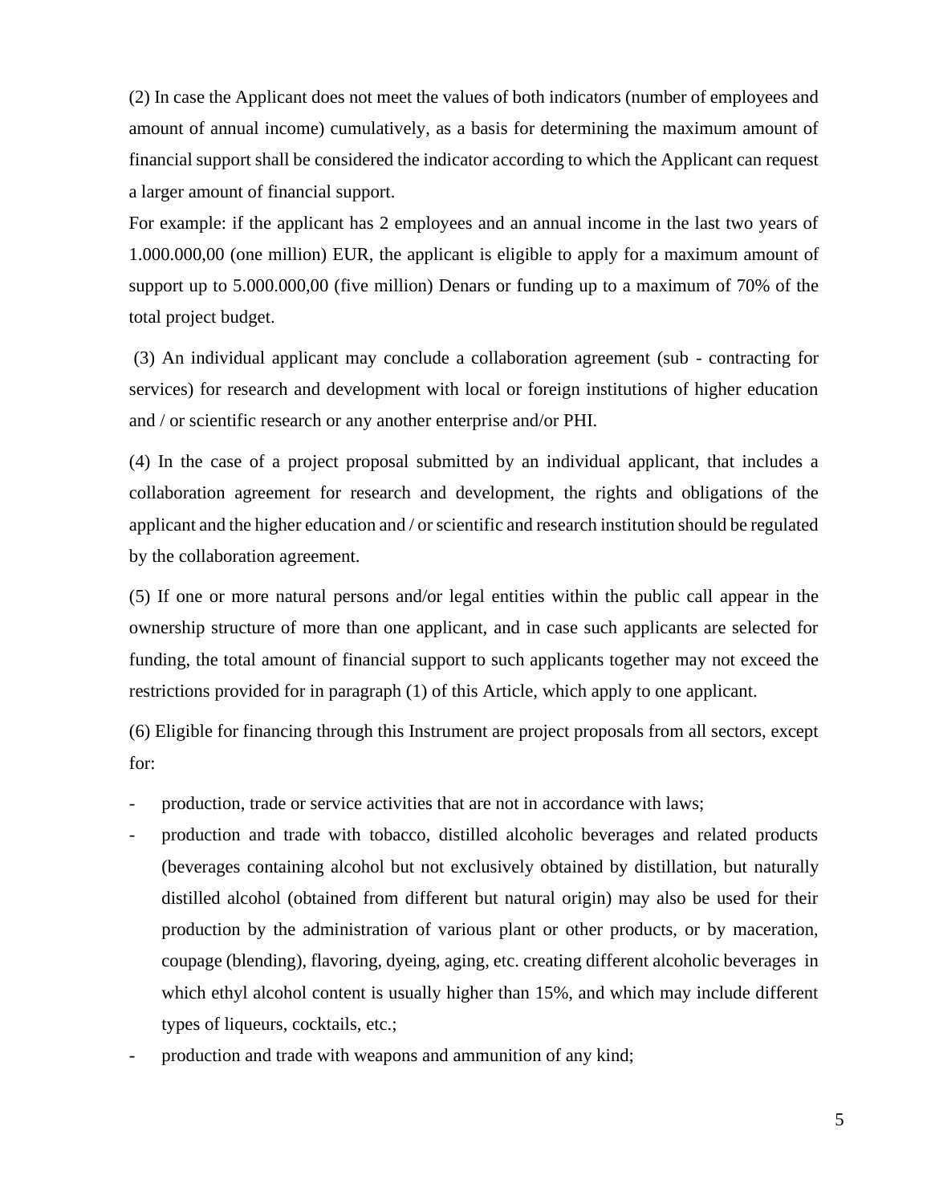(2) In case the Applicant does not meet the values of both indicators (number of employees and amount of annual income) cumulatively, as a basis for determining the maximum amount of financial support shall be considered the indicator according to which the Applicant can request a larger amount of financial support.

For example: if the applicant has 2 employees and an annual income in the last two years of 1.000.000,00 (one million) EUR, the applicant is eligible to apply for a maximum amount of support up to 5.000.000,00 (five million) Denars or funding up to a maximum of 70% of the total project budget.

(3) An individual applicant may conclude a collaboration agreement (sub - contracting for services) for research and development with local or foreign institutions of higher education and / or scientific research or any another enterprise and/or PHI.

(4) In the case of a project proposal submitted by an individual applicant, that includes a collaboration agreement for research and development, the rights and obligations of the applicant and the higher education and / or scientific and research institution should be regulated by the collaboration agreement.

(5) If one or more natural persons and/or legal entities within the public call appear in the ownership structure of more than one applicant, and in case such applicants are selected for funding, the total amount of financial support to such applicants together may not exceed the restrictions provided for in paragraph (1) of this Article, which apply to one applicant.

(6) Eligible for financing through this Instrument are project proposals from all sectors, except for:

- production, trade or service activities that are not in accordance with laws;
- production and trade with tobacco, distilled alcoholic beverages and related products (beverages containing alcohol but not exclusively obtained by distillation, but naturally distilled alcohol (obtained from different but natural origin) may also be used for their production by the administration of various plant or other products, or by maceration, coupage (blending), flavoring, dyeing, aging, etc. creating different alcoholic beverages in which ethyl alcohol content is usually higher than 15%, and which may include different types of liqueurs, cocktails, etc.;
- production and trade with weapons and ammunition of any kind;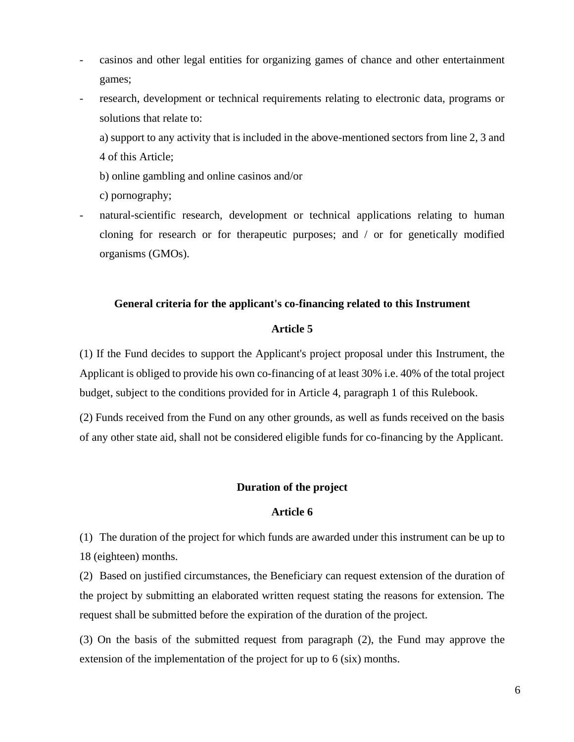- casinos and other legal entities for organizing games of chance and other entertainment games;
- research, development or technical requirements relating to electronic data, programs or solutions that relate to:

  a) support to any activity that is included in the above-mentioned sectors from line 2, 3 and 4 of this Article;

  b) online gambling and online casinos and/or

  c) pornography;
- natural-scientific research, development or technical applications relating to human cloning for research or for therapeutic purposes; and / or for genetically modified organisms (GMOs).

**General criteria for the applicant's co-financing related to this Instrument**

**Article 5**

(1) If the Fund decides to support the Applicant's project proposal under this Instrument, the Applicant is obliged to provide his own co-financing of at least 30% i.e. 40% of the total project budget, subject to the conditions provided for in Article 4, paragraph 1 of this Rulebook.

(2) Funds received from the Fund on any other grounds, as well as funds received on the basis of any other state aid, shall not be considered eligible funds for co-financing by the Applicant.

**Duration of the project**

**Article 6**

(1) The duration of the project for which funds are awarded under this instrument can be up to 18 (eighteen) months.

(2) Based on justified circumstances, the Beneficiary can request extension of the duration of the project by submitting an elaborated written request stating the reasons for extension. The request shall be submitted before the expiration of the duration of the project.

(3) On the basis of the submitted request from paragraph (2), the Fund may approve the extension of the implementation of the project for up to 6 (six) months.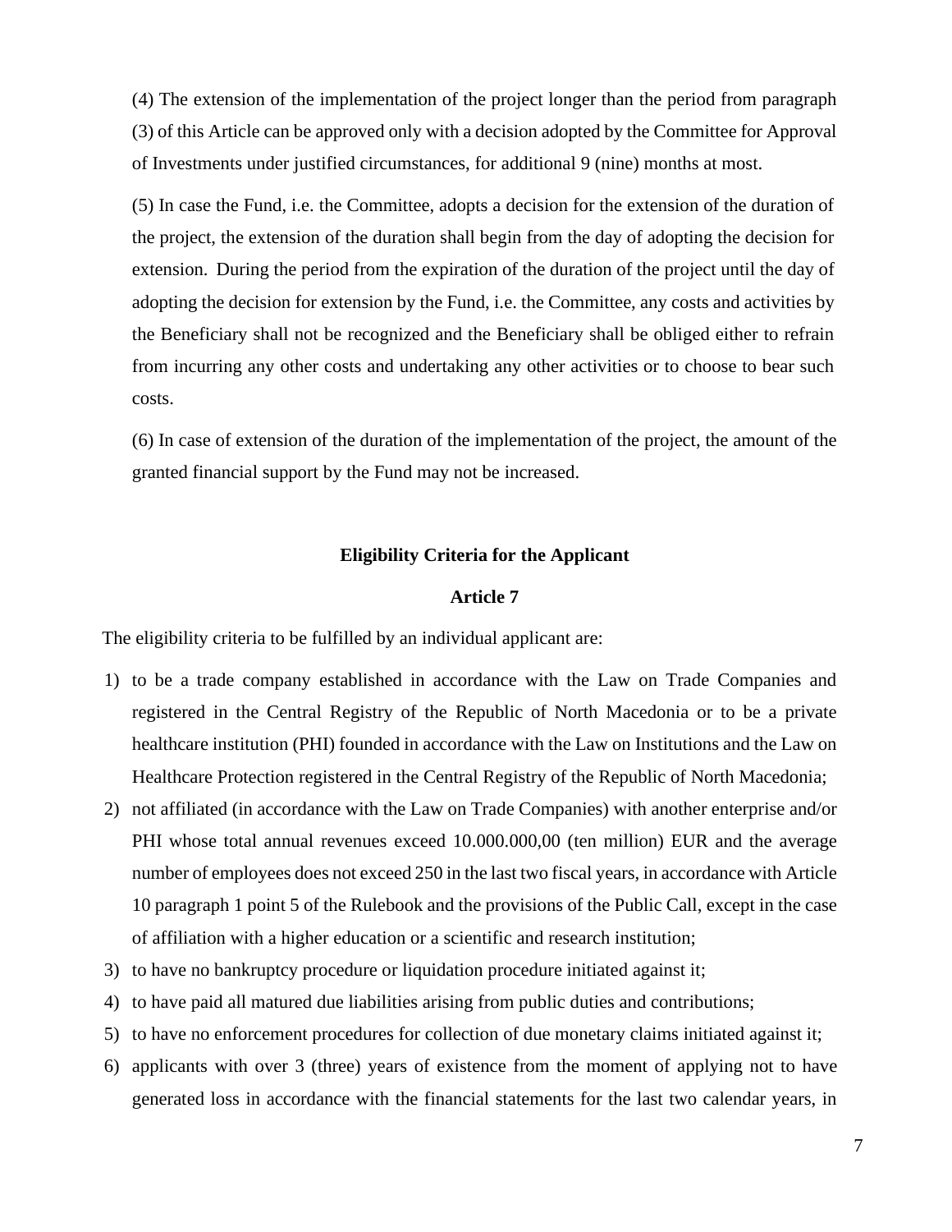(4) The extension of the implementation of the project longer than the period from paragraph (3) of this Article can be approved only with a decision adopted by the Committee for Approval of Investments under justified circumstances, for additional 9 (nine) months at most.

(5) In case the Fund, i.e. the Committee, adopts a decision for the extension of the duration of the project, the extension of the duration shall begin from the day of adopting the decision for extension. During the period from the expiration of the duration of the project until the day of adopting the decision for extension by the Fund, i.e. the Committee, any costs and activities by the Beneficiary shall not be recognized and the Beneficiary shall be obliged either to refrain from incurring any other costs and undertaking any other activities or to choose to bear such costs.

(6) In case of extension of the duration of the implementation of the project, the amount of the granted financial support by the Fund may not be increased.

**Eligibility Criteria for the Applicant**

**Article 7**

The eligibility criteria to be fulfilled by an individual applicant are:

1) to be a trade company established in accordance with the Law on Trade Companies and registered in the Central Registry of the Republic of North Macedonia or to be a private healthcare institution (PHI) founded in accordance with the Law on Institutions and the Law on Healthcare Protection registered in the Central Registry of the Republic of North Macedonia;
2) not affiliated (in accordance with the Law on Trade Companies) with another enterprise and/or PHI whose total annual revenues exceed 10.000.000,00 (ten million) EUR and the average number of employees does not exceed 250 in the last two fiscal years, in accordance with Article 10 paragraph 1 point 5 of the Rulebook and the provisions of the Public Call, except in the case of affiliation with a higher education or a scientific and research institution;
3) to have no bankruptcy procedure or liquidation procedure initiated against it;
4) to have paid all matured due liabilities arising from public duties and contributions;
5) to have no enforcement procedures for collection of due monetary claims initiated against it;
6) applicants with over 3 (three) years of existence from the moment of applying not to have generated loss in accordance with the financial statements for the last two calendar years, in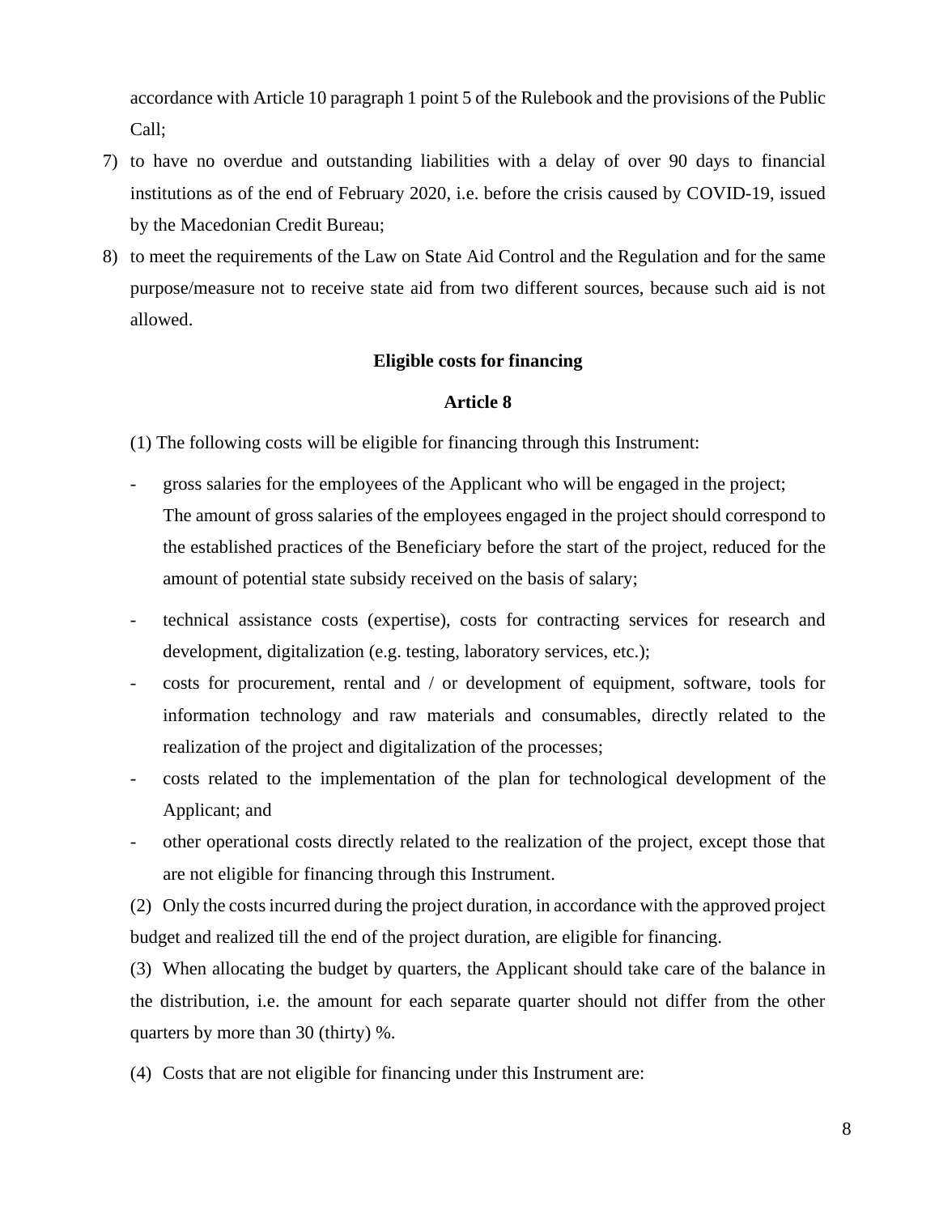accordance with Article 10 paragraph 1 point 5 of the Rulebook and the provisions of the Public Call;

7) to have no overdue and outstanding liabilities with a delay of over 90 days to financial institutions as of the end of February 2020, i.e. before the crisis caused by COVID-19, issued by the Macedonian Credit Bureau;
8) to meet the requirements of the Law on State Aid Control and the Regulation and for the same purpose/measure not to receive state aid from two different sources, because such aid is not allowed.

**Eligible costs for financing**

**Article 8**

(1) The following costs will be eligible for financing through this Instrument:

- gross salaries for the employees of the Applicant who will be engaged in the project; The amount of gross salaries of the employees engaged in the project should correspond to the established practices of the Beneficiary before the start of the project, reduced for the amount of potential state subsidy received on the basis of salary;
- technical assistance costs (expertise), costs for contracting services for research and development, digitalization (e.g. testing, laboratory services, etc.);
- costs for procurement, rental and / or development of equipment, software, tools for information technology and raw materials and consumables, directly related to the realization of the project and digitalization of the processes;
- costs related to the implementation of the plan for technological development of the Applicant; and
- other operational costs directly related to the realization of the project, except those that are not eligible for financing through this Instrument.

(2) Only the costs incurred during the project duration, in accordance with the approved project budget and realized till the end of the project duration, are eligible for financing.

(3) When allocating the budget by quarters, the Applicant should take care of the balance in the distribution, i.e. the amount for each separate quarter should not differ from the other quarters by more than 30 (thirty) %.

(4) Costs that are not eligible for financing under this Instrument are: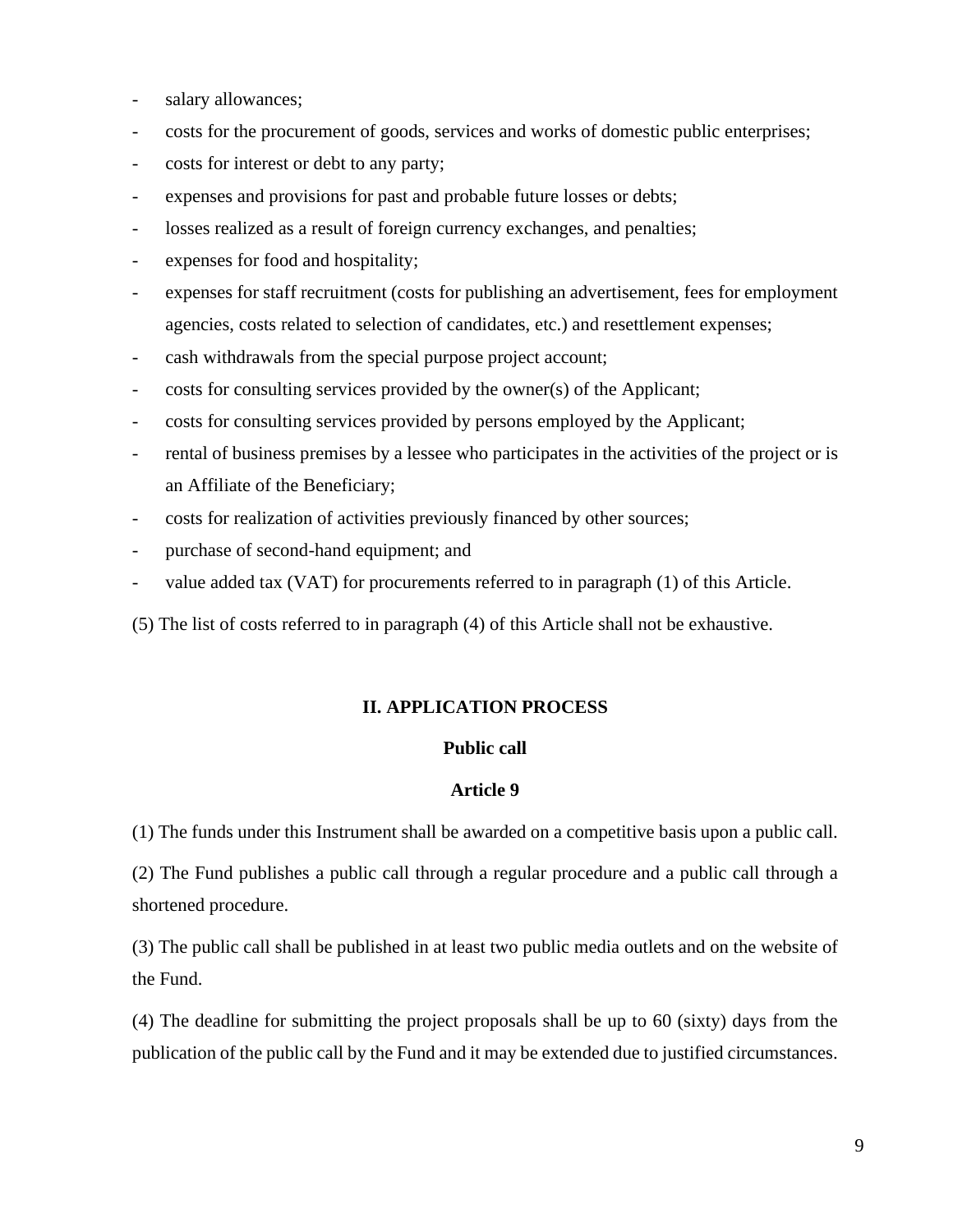- salary allowances;
- costs for the procurement of goods, services and works of domestic public enterprises;
- costs for interest or debt to any party;
- expenses and provisions for past and probable future losses or debts;
- losses realized as a result of foreign currency exchanges, and penalties;
- expenses for food and hospitality;
- expenses for staff recruitment (costs for publishing an advertisement, fees for employment agencies, costs related to selection of candidates, etc.) and resettlement expenses;
- cash withdrawals from the special purpose project account;
- costs for consulting services provided by the owner(s) of the Applicant;
- costs for consulting services provided by persons employed by the Applicant;
- rental of business premises by a lessee who participates in the activities of the project or is an Affiliate of the Beneficiary;
- costs for realization of activities previously financed by other sources;
- purchase of second-hand equipment; and
- value added tax (VAT) for procurements referred to in paragraph (1) of this Article.

(5) The list of costs referred to in paragraph (4) of this Article shall not be exhaustive.

## II. APPLICATION PROCESS

### Public call

### Article 9

(1) The funds under this Instrument shall be awarded on a competitive basis upon a public call.

(2) The Fund publishes a public call through a regular procedure and a public call through a shortened procedure.

(3) The public call shall be published in at least two public media outlets and on the website of the Fund.

(4) The deadline for submitting the project proposals shall be up to 60 (sixty) days from the publication of the public call by the Fund and it may be extended due to justified circumstances.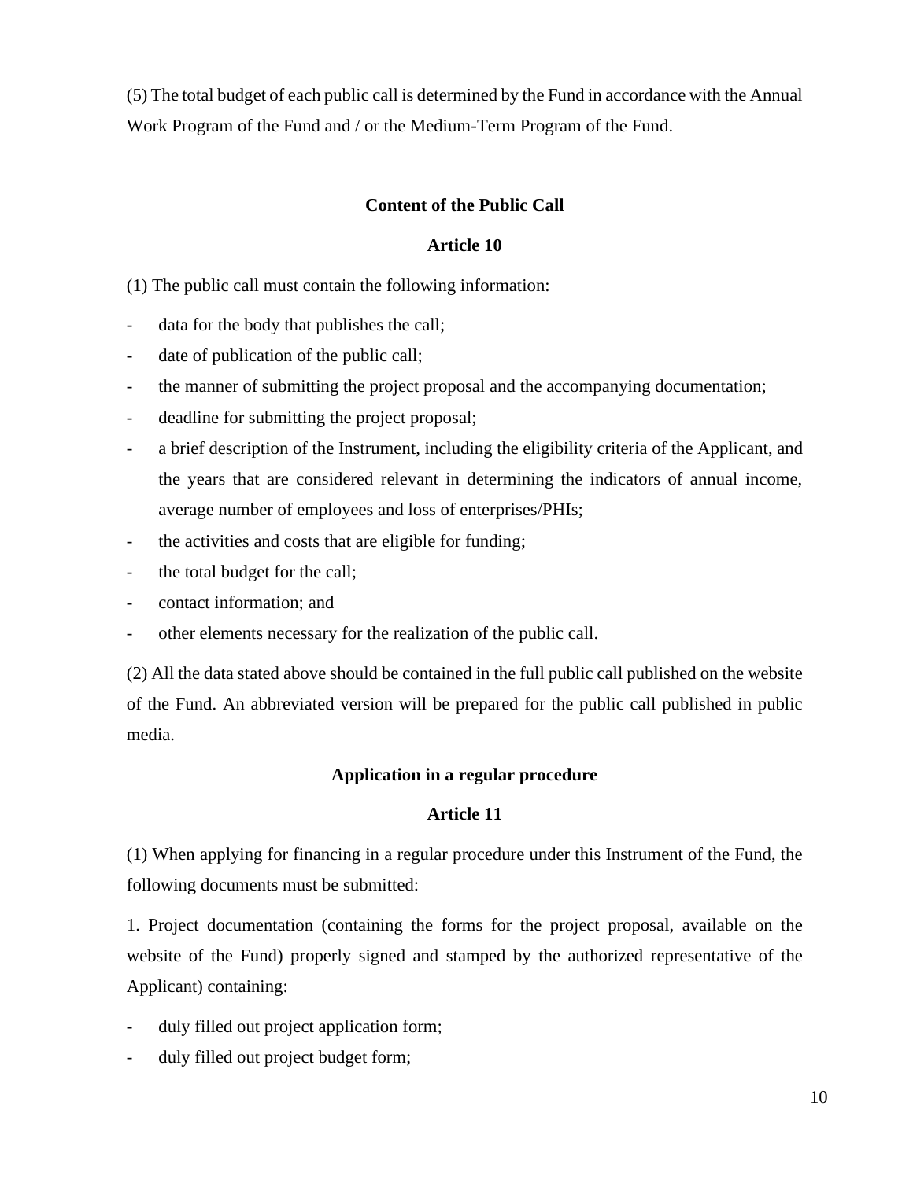(5) The total budget of each public call is determined by the Fund in accordance with the Annual Work Program of the Fund and / or the Medium-Term Program of the Fund.

## Content of the Public Call

## Article 10

(1) The public call must contain the following information:

- data for the body that publishes the call;
- date of publication of the public call;
- the manner of submitting the project proposal and the accompanying documentation;
- deadline for submitting the project proposal;
- a brief description of the Instrument, including the eligibility criteria of the Applicant, and the years that are considered relevant in determining the indicators of annual income, average number of employees and loss of enterprises/PHIs;
- the activities and costs that are eligible for funding;
- the total budget for the call;
- contact information; and
- other elements necessary for the realization of the public call.

(2) All the data stated above should be contained in the full public call published on the website of the Fund. An abbreviated version will be prepared for the public call published in public media.

## Application in a regular procedure

## Article 11

(1) When applying for financing in a regular procedure under this Instrument of the Fund, the following documents must be submitted:

1. Project documentation (containing the forms for the project proposal, available on the website of the Fund) properly signed and stamped by the authorized representative of the Applicant) containing:

- duly filled out project application form;
- duly filled out project budget form;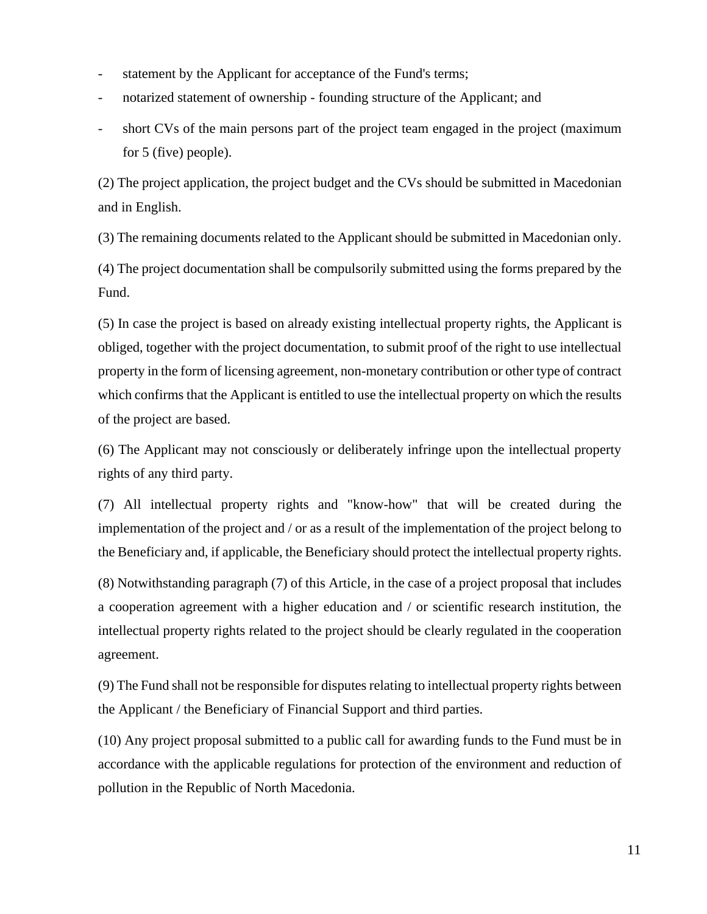- statement by the Applicant for acceptance of the Fund's terms;
- notarized statement of ownership - founding structure of the Applicant; and
- short CVs of the main persons part of the project team engaged in the project (maximum for 5 (five) people).

(2) The project application, the project budget and the CVs should be submitted in Macedonian and in English.

(3) The remaining documents related to the Applicant should be submitted in Macedonian only.

(4) The project documentation shall be compulsorily submitted using the forms prepared by the Fund.

(5) In case the project is based on already existing intellectual property rights, the Applicant is obliged, together with the project documentation, to submit proof of the right to use intellectual property in the form of licensing agreement, non-monetary contribution or other type of contract which confirms that the Applicant is entitled to use the intellectual property on which the results of the project are based.

(6) The Applicant may not consciously or deliberately infringe upon the intellectual property rights of any third party.

(7) All intellectual property rights and "know-how" that will be created during the implementation of the project and / or as a result of the implementation of the project belong to the Beneficiary and, if applicable, the Beneficiary should protect the intellectual property rights.

(8) Notwithstanding paragraph (7) of this Article, in the case of a project proposal that includes a cooperation agreement with a higher education and / or scientific research institution, the intellectual property rights related to the project should be clearly regulated in the cooperation agreement.

(9) The Fund shall not be responsible for disputes relating to intellectual property rights between the Applicant / the Beneficiary of Financial Support and third parties.

(10) Any project proposal submitted to a public call for awarding funds to the Fund must be in accordance with the applicable regulations for protection of the environment and reduction of pollution in the Republic of North Macedonia.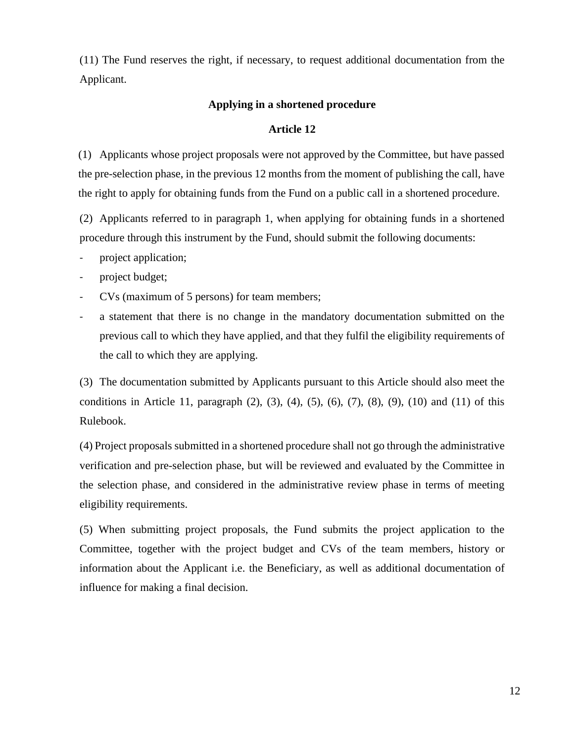(11) The Fund reserves the right, if necessary, to request additional documentation from the Applicant.

### Applying in a shortened procedure

### Article 12

(1) Applicants whose project proposals were not approved by the Committee, but have passed the pre-selection phase, in the previous 12 months from the moment of publishing the call, have the right to apply for obtaining funds from the Fund on a public call in a shortened procedure.

(2) Applicants referred to in paragraph 1, when applying for obtaining funds in a shortened procedure through this instrument by the Fund, should submit the following documents:

- project application;
- project budget;
- CVs (maximum of 5 persons) for team members;
- a statement that there is no change in the mandatory documentation submitted on the previous call to which they have applied, and that they fulfil the eligibility requirements of the call to which they are applying.

(3) The documentation submitted by Applicants pursuant to this Article should also meet the conditions in Article 11, paragraph (2), (3), (4), (5), (6), (7), (8), (9), (10) and (11) of this Rulebook.

(4) Project proposals submitted in a shortened procedure shall not go through the administrative verification and pre-selection phase, but will be reviewed and evaluated by the Committee in the selection phase, and considered in the administrative review phase in terms of meeting eligibility requirements.

(5) When submitting project proposals, the Fund submits the project application to the Committee, together with the project budget and CVs of the team members, history or information about the Applicant i.e. the Beneficiary, as well as additional documentation of influence for making a final decision.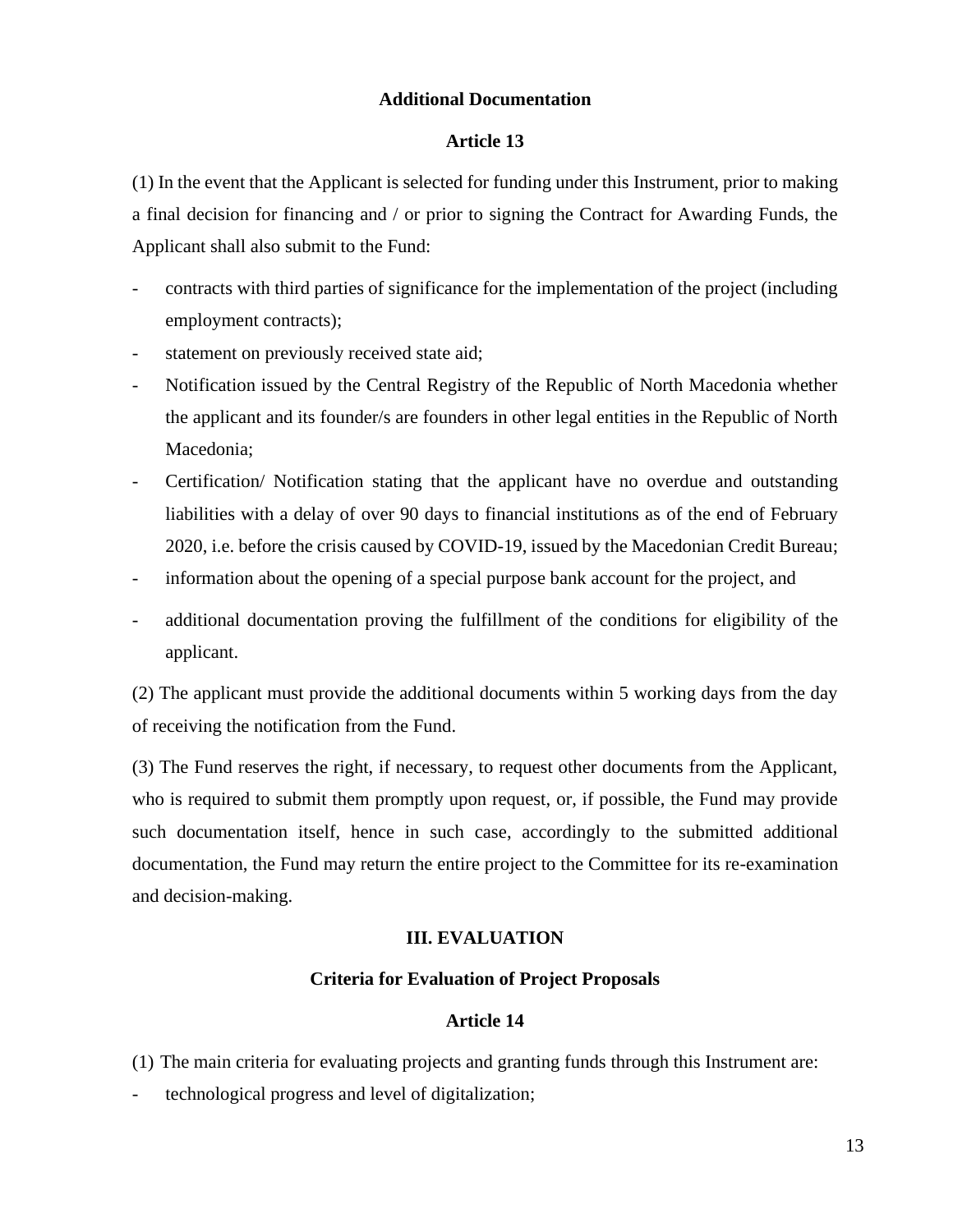**Additional Documentation**

**Article 13**

(1) In the event that the Applicant is selected for funding under this Instrument, prior to making a final decision for financing and / or prior to signing the Contract for Awarding Funds, the Applicant shall also submit to the Fund:

- contracts with third parties of significance for the implementation of the project (including employment contracts);
- statement on previously received state aid;
- Notification issued by the Central Registry of the Republic of North Macedonia whether the applicant and its founder/s are founders in other legal entities in the Republic of North Macedonia;
- Certification/ Notification stating that the applicant have no overdue and outstanding liabilities with a delay of over 90 days to financial institutions as of the end of February 2020, i.e. before the crisis caused by COVID-19, issued by the Macedonian Credit Bureau;
- information about the opening of a special purpose bank account for the project, and
- additional documentation proving the fulfillment of the conditions for eligibility of the applicant.

(2) The applicant must provide the additional documents within 5 working days from the day of receiving the notification from the Fund.

(3) The Fund reserves the right, if necessary, to request other documents from the Applicant, who is required to submit them promptly upon request, or, if possible, the Fund may provide such documentation itself, hence in such case, accordingly to the submitted additional documentation, the Fund may return the entire project to the Committee for its re-examination and decision-making.

## III. EVALUATION

**Criteria for Evaluation of Project Proposals**

**Article 14**

(1) The main criteria for evaluating projects and granting funds through this Instrument are:

- technological progress and level of digitalization;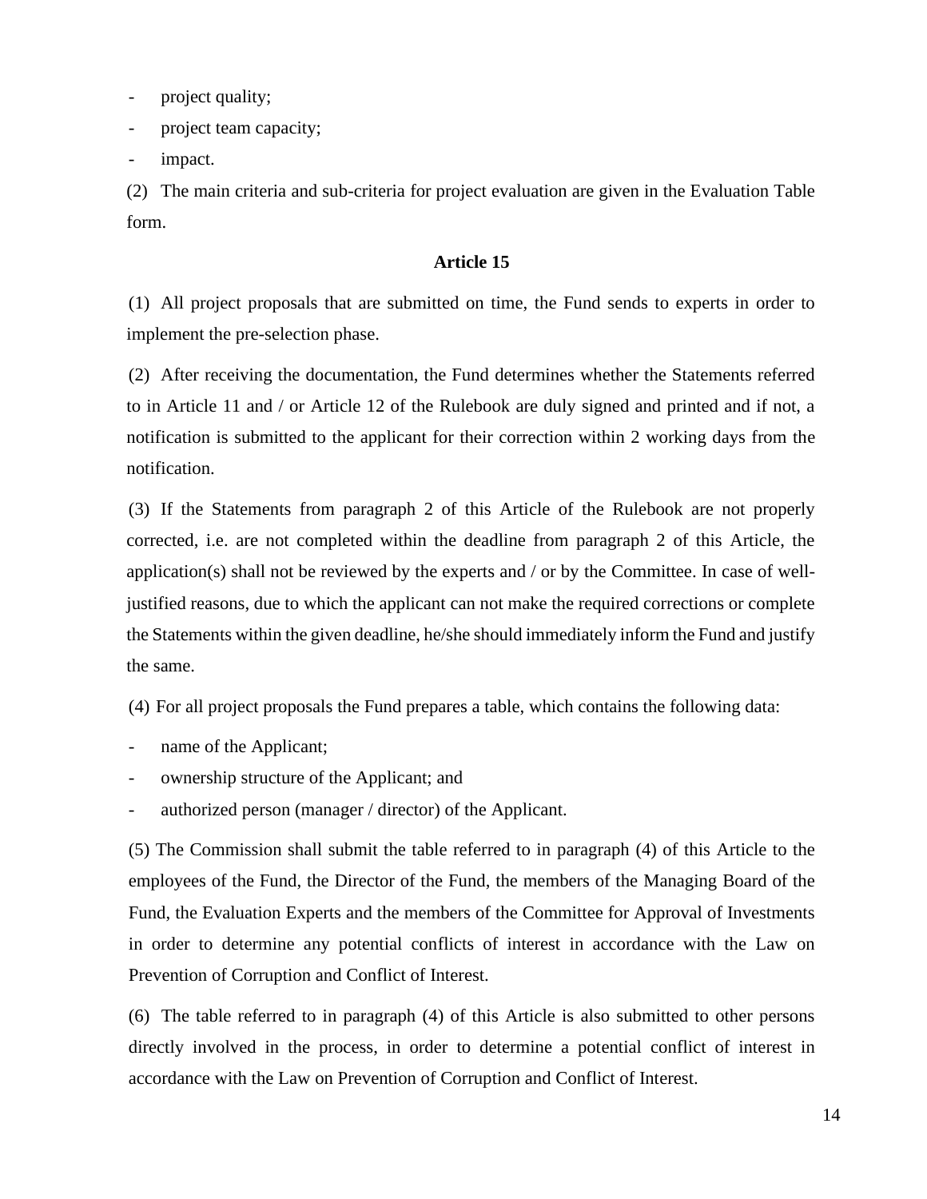- project quality;
- project team capacity;
- impact.

(2) The main criteria and sub-criteria for project evaluation are given in the Evaluation Table form.

**Article 15**

(1) All project proposals that are submitted on time, the Fund sends to experts in order to implement the pre-selection phase.

(2) After receiving the documentation, the Fund determines whether the Statements referred to in Article 11 and / or Article 12 of the Rulebook are duly signed and printed and if not, a notification is submitted to the applicant for their correction within 2 working days from the notification.

(3) If the Statements from paragraph 2 of this Article of the Rulebook are not properly corrected, i.e. are not completed within the deadline from paragraph 2 of this Article, the application(s) shall not be reviewed by the experts and / or by the Committee. In case of well-justified reasons, due to which the applicant can not make the required corrections or complete the Statements within the given deadline, he/she should immediately inform the Fund and justify the same.

(4) For all project proposals the Fund prepares a table, which contains the following data:

- name of the Applicant;
- ownership structure of the Applicant; and
- authorized person (manager / director) of the Applicant.

(5) The Commission shall submit the table referred to in paragraph (4) of this Article to the employees of the Fund, the Director of the Fund, the members of the Managing Board of the Fund, the Evaluation Experts and the members of the Committee for Approval of Investments in order to determine any potential conflicts of interest in accordance with the Law on Prevention of Corruption and Conflict of Interest.

(6) The table referred to in paragraph (4) of this Article is also submitted to other persons directly involved in the process, in order to determine a potential conflict of interest in accordance with the Law on Prevention of Corruption and Conflict of Interest.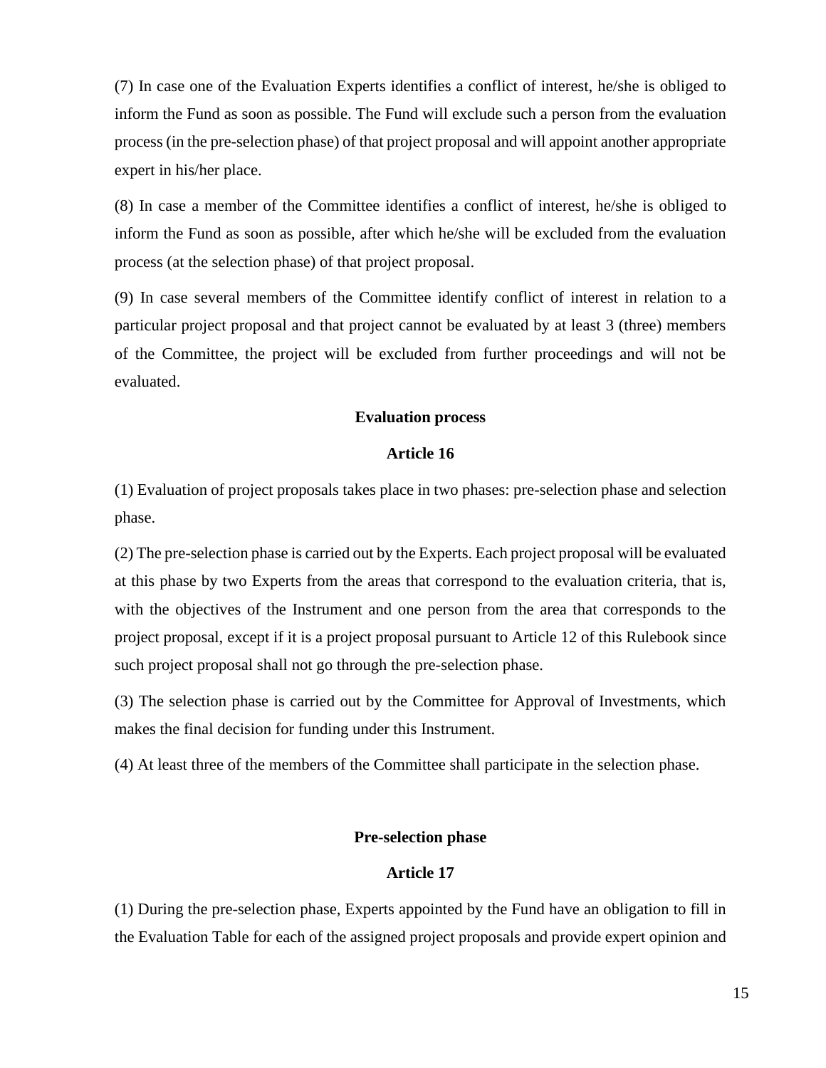(7) In case one of the Evaluation Experts identifies a conflict of interest, he/she is obliged to inform the Fund as soon as possible. The Fund will exclude such a person from the evaluation process (in the pre-selection phase) of that project proposal and will appoint another appropriate expert in his/her place.

(8) In case a member of the Committee identifies a conflict of interest, he/she is obliged to inform the Fund as soon as possible, after which he/she will be excluded from the evaluation process (at the selection phase) of that project proposal.

(9) In case several members of the Committee identify conflict of interest in relation to a particular project proposal and that project cannot be evaluated by at least 3 (three) members of the Committee, the project will be excluded from further proceedings and will not be evaluated.

**Evaluation process**

**Article 16**

(1) Evaluation of project proposals takes place in two phases: pre-selection phase and selection phase.

(2) The pre-selection phase is carried out by the Experts. Each project proposal will be evaluated at this phase by two Experts from the areas that correspond to the evaluation criteria, that is, with the objectives of the Instrument and one person from the area that corresponds to the project proposal, except if it is a project proposal pursuant to Article 12 of this Rulebook since such project proposal shall not go through the pre-selection phase.

(3) The selection phase is carried out by the Committee for Approval of Investments, which makes the final decision for funding under this Instrument.

(4) At least three of the members of the Committee shall participate in the selection phase.

**Pre-selection phase**

**Article 17**

(1) During the pre-selection phase, Experts appointed by the Fund have an obligation to fill in the Evaluation Table for each of the assigned project proposals and provide expert opinion and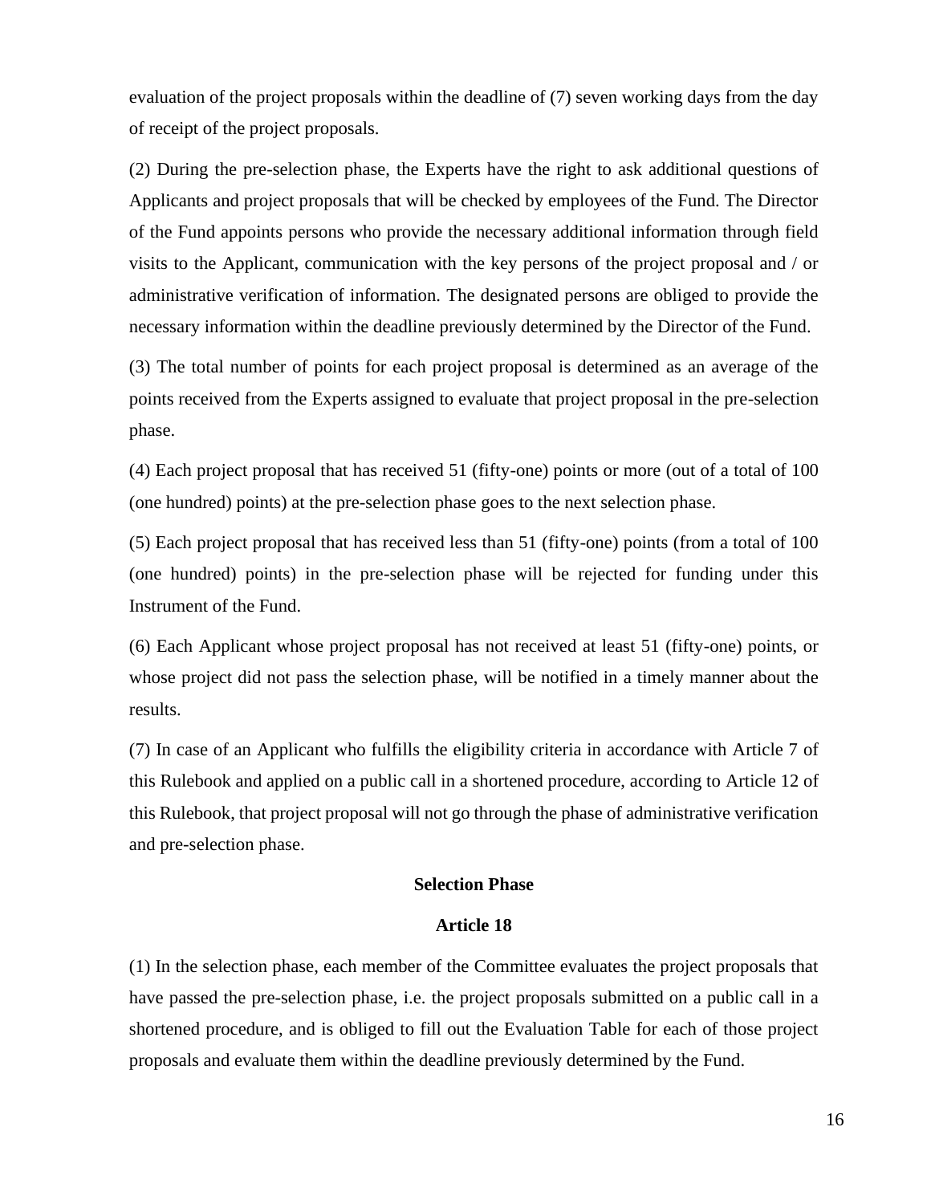evaluation of the project proposals within the deadline of (7) seven working days from the day of receipt of the project proposals.

(2) During the pre-selection phase, the Experts have the right to ask additional questions of Applicants and project proposals that will be checked by employees of the Fund. The Director of the Fund appoints persons who provide the necessary additional information through field visits to the Applicant, communication with the key persons of the project proposal and / or administrative verification of information. The designated persons are obliged to provide the necessary information within the deadline previously determined by the Director of the Fund.

(3) The total number of points for each project proposal is determined as an average of the points received from the Experts assigned to evaluate that project proposal in the pre-selection phase.

(4) Each project proposal that has received 51 (fifty-one) points or more (out of a total of 100 (one hundred) points) at the pre-selection phase goes to the next selection phase.

(5) Each project proposal that has received less than 51 (fifty-one) points (from a total of 100 (one hundred) points) in the pre-selection phase will be rejected for funding under this Instrument of the Fund.

(6) Each Applicant whose project proposal has not received at least 51 (fifty-one) points, or whose project did not pass the selection phase, will be notified in a timely manner about the results.

(7) In case of an Applicant who fulfills the eligibility criteria in accordance with Article 7 of this Rulebook and applied on a public call in a shortened procedure, according to Article 12 of this Rulebook, that project proposal will not go through the phase of administrative verification and pre-selection phase.

**Selection Phase**

**Article 18**

(1) In the selection phase, each member of the Committee evaluates the project proposals that have passed the pre-selection phase, i.e. the project proposals submitted on a public call in a shortened procedure, and is obliged to fill out the Evaluation Table for each of those project proposals and evaluate them within the deadline previously determined by the Fund.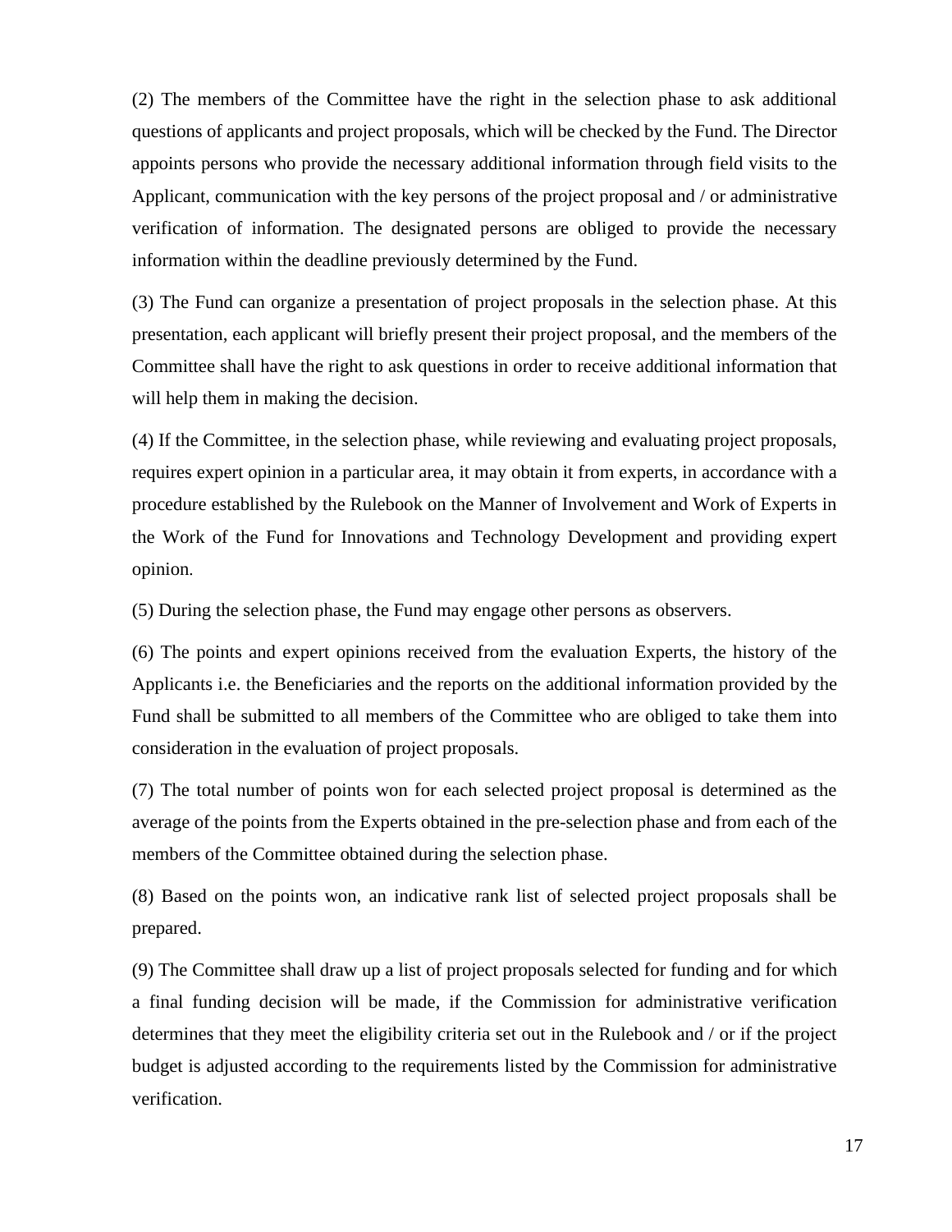(2) The members of the Committee have the right in the selection phase to ask additional questions of applicants and project proposals, which will be checked by the Fund. The Director appoints persons who provide the necessary additional information through field visits to the Applicant, communication with the key persons of the project proposal and / or administrative verification of information. The designated persons are obliged to provide the necessary information within the deadline previously determined by the Fund.

(3) The Fund can organize a presentation of project proposals in the selection phase. At this presentation, each applicant will briefly present their project proposal, and the members of the Committee shall have the right to ask questions in order to receive additional information that will help them in making the decision.

(4) If the Committee, in the selection phase, while reviewing and evaluating project proposals, requires expert opinion in a particular area, it may obtain it from experts, in accordance with a procedure established by the Rulebook on the Manner of Involvement and Work of Experts in the Work of the Fund for Innovations and Technology Development and providing expert opinion.

(5) During the selection phase, the Fund may engage other persons as observers.

(6) The points and expert opinions received from the evaluation Experts, the history of the Applicants i.e. the Beneficiaries and the reports on the additional information provided by the Fund shall be submitted to all members of the Committee who are obliged to take them into consideration in the evaluation of project proposals.

(7) The total number of points won for each selected project proposal is determined as the average of the points from the Experts obtained in the pre-selection phase and from each of the members of the Committee obtained during the selection phase.

(8) Based on the points won, an indicative rank list of selected project proposals shall be prepared.

(9) The Committee shall draw up a list of project proposals selected for funding and for which a final funding decision will be made, if the Commission for administrative verification determines that they meet the eligibility criteria set out in the Rulebook and / or if the project budget is adjusted according to the requirements listed by the Commission for administrative verification.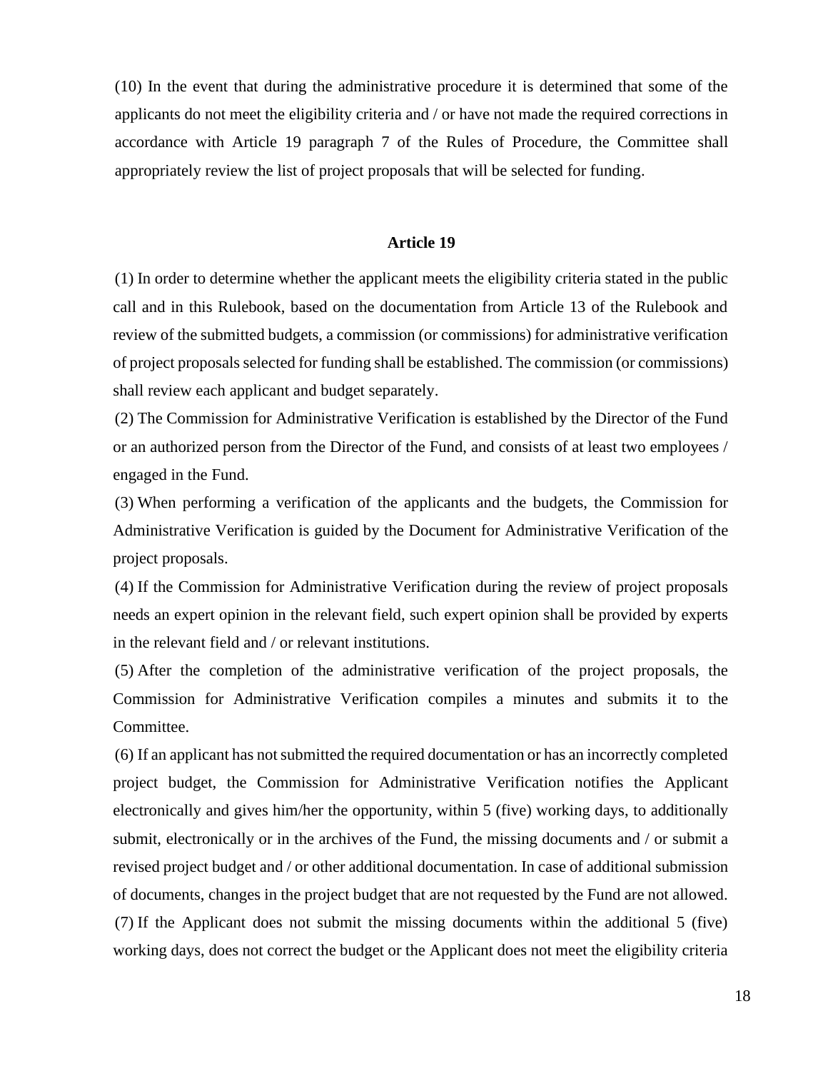(10) In the event that during the administrative procedure it is determined that some of the applicants do not meet the eligibility criteria and / or have not made the required corrections in accordance with Article 19 paragraph 7 of the Rules of Procedure, the Committee shall appropriately review the list of project proposals that will be selected for funding.

### Article 19

(1) In order to determine whether the applicant meets the eligibility criteria stated in the public call and in this Rulebook, based on the documentation from Article 13 of the Rulebook and review of the submitted budgets, a commission (or commissions) for administrative verification of project proposals selected for funding shall be established. The commission (or commissions) shall review each applicant and budget separately.

(2) The Commission for Administrative Verification is established by the Director of the Fund or an authorized person from the Director of the Fund, and consists of at least two employees / engaged in the Fund.

(3) When performing a verification of the applicants and the budgets, the Commission for Administrative Verification is guided by the Document for Administrative Verification of the project proposals.

(4) If the Commission for Administrative Verification during the review of project proposals needs an expert opinion in the relevant field, such expert opinion shall be provided by experts in the relevant field and / or relevant institutions.

(5) After the completion of the administrative verification of the project proposals, the Commission for Administrative Verification compiles a minutes and submits it to the Committee.

(6) If an applicant has not submitted the required documentation or has an incorrectly completed project budget, the Commission for Administrative Verification notifies the Applicant electronically and gives him/her the opportunity, within 5 (five) working days, to additionally submit, electronically or in the archives of the Fund, the missing documents and / or submit a revised project budget and / or other additional documentation. In case of additional submission of documents, changes in the project budget that are not requested by the Fund are not allowed.

(7) If the Applicant does not submit the missing documents within the additional 5 (five) working days, does not correct the budget or the Applicant does not meet the eligibility criteria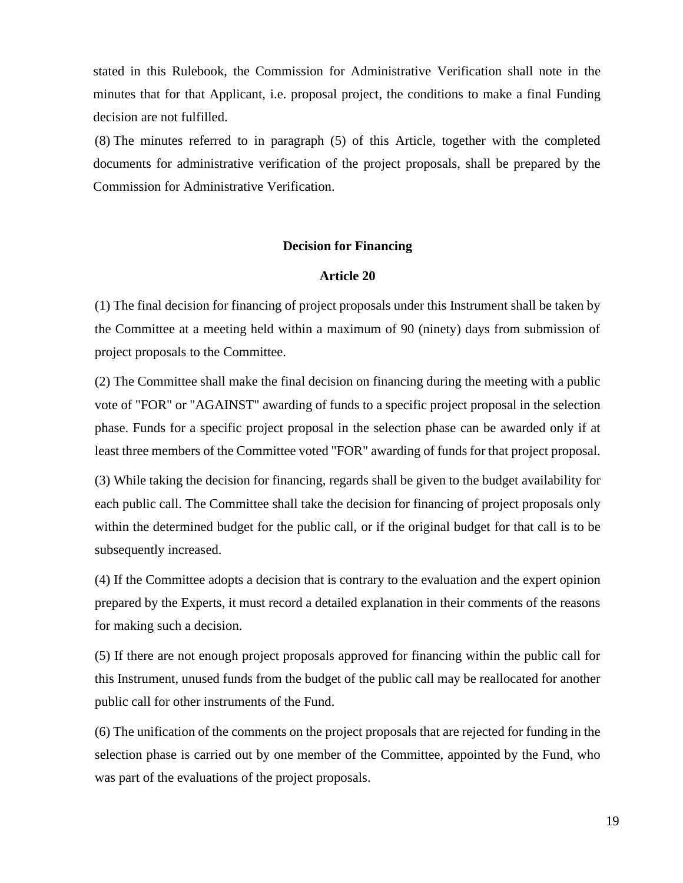stated in this Rulebook, the Commission for Administrative Verification shall note in the minutes that for that Applicant, i.e. proposal project, the conditions to make a final Funding decision are not fulfilled.

(8) The minutes referred to in paragraph (5) of this Article, together with the completed documents for administrative verification of the project proposals, shall be prepared by the Commission for Administrative Verification.

**Decision for Financing**

**Article 20**

(1) The final decision for financing of project proposals under this Instrument shall be taken by the Committee at a meeting held within a maximum of 90 (ninety) days from submission of project proposals to the Committee.

(2) The Committee shall make the final decision on financing during the meeting with a public vote of "FOR" or "AGAINST" awarding of funds to a specific project proposal in the selection phase. Funds for a specific project proposal in the selection phase can be awarded only if at least three members of the Committee voted "FOR" awarding of funds for that project proposal.

(3) While taking the decision for financing, regards shall be given to the budget availability for each public call. The Committee shall take the decision for financing of project proposals only within the determined budget for the public call, or if the original budget for that call is to be subsequently increased.

(4) If the Committee adopts a decision that is contrary to the evaluation and the expert opinion prepared by the Experts, it must record a detailed explanation in their comments of the reasons for making such a decision.

(5) If there are not enough project proposals approved for financing within the public call for this Instrument, unused funds from the budget of the public call may be reallocated for another public call for other instruments of the Fund.

(6) The unification of the comments on the project proposals that are rejected for funding in the selection phase is carried out by one member of the Committee, appointed by the Fund, who was part of the evaluations of the project proposals.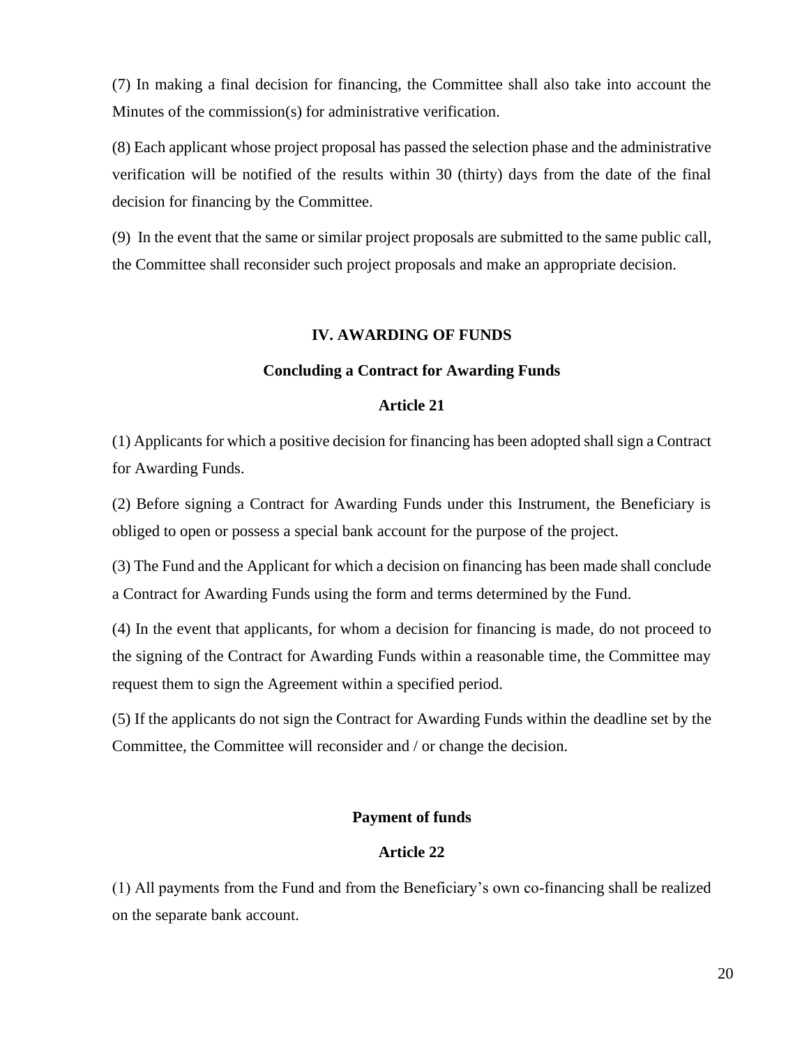(7) In making a final decision for financing, the Committee shall also take into account the Minutes of the commission(s) for administrative verification.

(8) Each applicant whose project proposal has passed the selection phase and the administrative verification will be notified of the results within 30 (thirty) days from the date of the final decision for financing by the Committee.

(9) In the event that the same or similar project proposals are submitted to the same public call, the Committee shall reconsider such project proposals and make an appropriate decision.

## IV. AWARDING OF FUNDS

### Concluding a Contract for Awarding Funds

### Article 21

(1) Applicants for which a positive decision for financing has been adopted shall sign a Contract for Awarding Funds.

(2) Before signing a Contract for Awarding Funds under this Instrument, the Beneficiary is obliged to open or possess a special bank account for the purpose of the project.

(3) The Fund and the Applicant for which a decision on financing has been made shall conclude a Contract for Awarding Funds using the form and terms determined by the Fund.

(4) In the event that applicants, for whom a decision for financing is made, do not proceed to the signing of the Contract for Awarding Funds within a reasonable time, the Committee may request them to sign the Agreement within a specified period.

(5) If the applicants do not sign the Contract for Awarding Funds within the deadline set by the Committee, the Committee will reconsider and / or change the decision.

### Payment of funds

### Article 22

(1) All payments from the Fund and from the Beneficiary's own co-financing shall be realized on the separate bank account.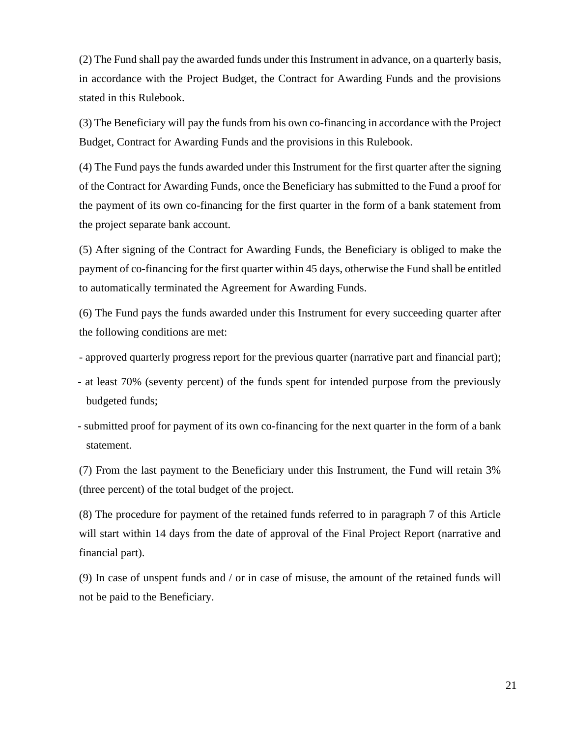(2) The Fund shall pay the awarded funds under this Instrument in advance, on a quarterly basis, in accordance with the Project Budget, the Contract for Awarding Funds and the provisions stated in this Rulebook.

(3) The Beneficiary will pay the funds from his own co-financing in accordance with the Project Budget, Contract for Awarding Funds and the provisions in this Rulebook.

(4) The Fund pays the funds awarded under this Instrument for the first quarter after the signing of the Contract for Awarding Funds, once the Beneficiary has submitted to the Fund a proof for the payment of its own co-financing for the first quarter in the form of a bank statement from the project separate bank account.

(5) After signing of the Contract for Awarding Funds, the Beneficiary is obliged to make the payment of co-financing for the first quarter within 45 days, otherwise the Fund shall be entitled to automatically terminated the Agreement for Awarding Funds.

(6) The Fund pays the funds awarded under this Instrument for every succeeding quarter after the following conditions are met:

- approved quarterly progress report for the previous quarter (narrative part and financial part);
- at least 70% (seventy percent) of the funds spent for intended purpose from the previously budgeted funds;
- submitted proof for payment of its own co-financing for the next quarter in the form of a bank statement.

(7) From the last payment to the Beneficiary under this Instrument, the Fund will retain 3% (three percent) of the total budget of the project.

(8) The procedure for payment of the retained funds referred to in paragraph 7 of this Article will start within 14 days from the date of approval of the Final Project Report (narrative and financial part).

(9) In case of unspent funds and / or in case of misuse, the amount of the retained funds will not be paid to the Beneficiary.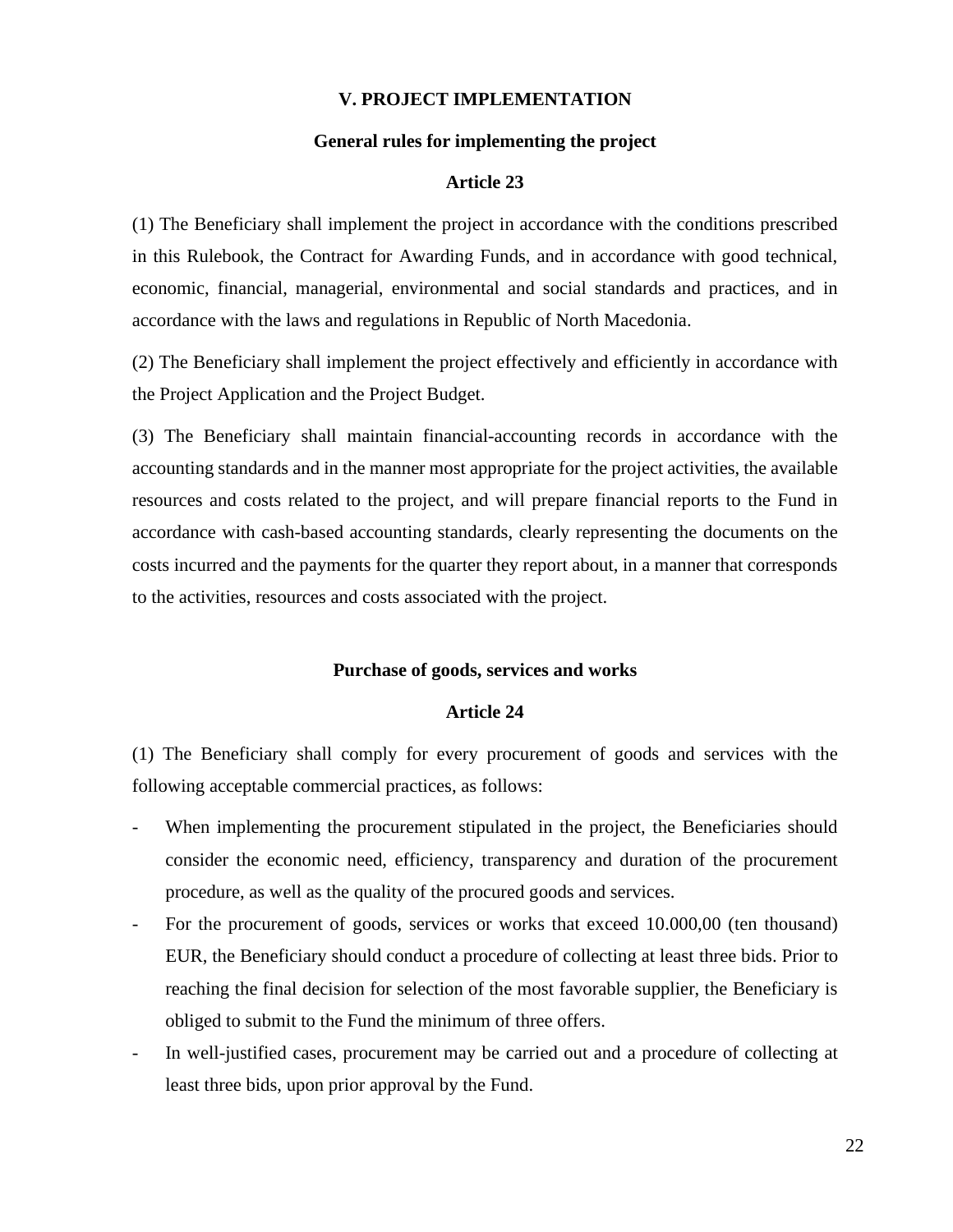## V. PROJECT IMPLEMENTATION

### General rules for implementing the project

#### Article 23

(1) The Beneficiary shall implement the project in accordance with the conditions prescribed in this Rulebook, the Contract for Awarding Funds, and in accordance with good technical, economic, financial, managerial, environmental and social standards and practices, and in accordance with the laws and regulations in Republic of North Macedonia.

(2) The Beneficiary shall implement the project effectively and efficiently in accordance with the Project Application and the Project Budget.

(3) The Beneficiary shall maintain financial-accounting records in accordance with the accounting standards and in the manner most appropriate for the project activities, the available resources and costs related to the project, and will prepare financial reports to the Fund in accordance with cash-based accounting standards, clearly representing the documents on the costs incurred and the payments for the quarter they report about, in a manner that corresponds to the activities, resources and costs associated with the project.

### Purchase of goods, services and works

#### Article 24

(1) The Beneficiary shall comply for every procurement of goods and services with the following acceptable commercial practices, as follows:

- When implementing the procurement stipulated in the project, the Beneficiaries should consider the economic need, efficiency, transparency and duration of the procurement procedure, as well as the quality of the procured goods and services.
- For the procurement of goods, services or works that exceed 10.000,00 (ten thousand) EUR, the Beneficiary should conduct a procedure of collecting at least three bids. Prior to reaching the final decision for selection of the most favorable supplier, the Beneficiary is obliged to submit to the Fund the minimum of three offers.
- In well-justified cases, procurement may be carried out and a procedure of collecting at least three bids, upon prior approval by the Fund.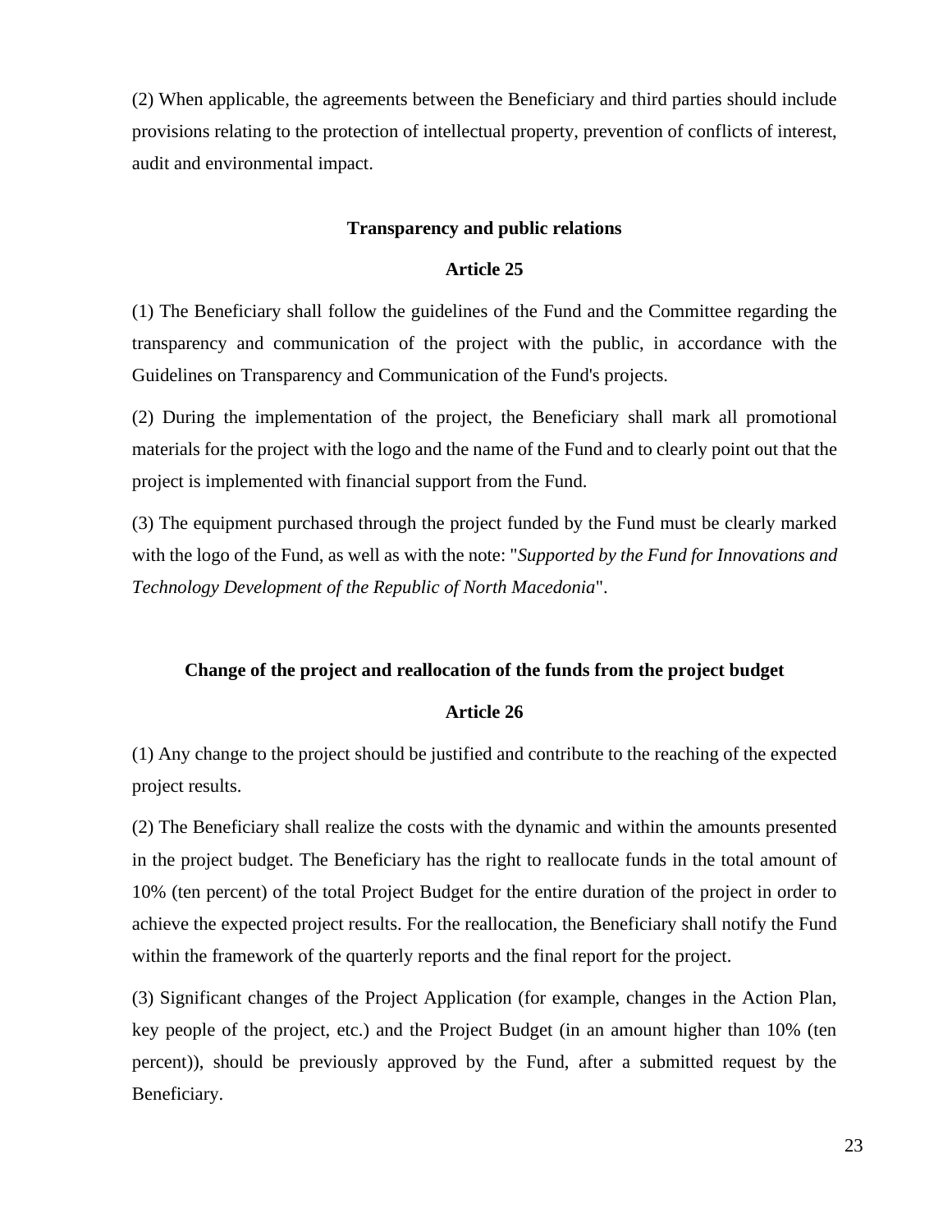(2) When applicable, the agreements between the Beneficiary and third parties should include provisions relating to the protection of intellectual property, prevention of conflicts of interest, audit and environmental impact.

**Transparency and public relations**

**Article 25**

(1) The Beneficiary shall follow the guidelines of the Fund and the Committee regarding the transparency and communication of the project with the public, in accordance with the Guidelines on Transparency and Communication of the Fund's projects.

(2) During the implementation of the project, the Beneficiary shall mark all promotional materials for the project with the logo and the name of the Fund and to clearly point out that the project is implemented with financial support from the Fund.

(3) The equipment purchased through the project funded by the Fund must be clearly marked with the logo of the Fund, as well as with the note: "*Supported by the Fund for Innovations and Technology Development of the Republic of North Macedonia*".

**Change of the project and reallocation of the funds from the project budget**

**Article 26**

(1) Any change to the project should be justified and contribute to the reaching of the expected project results.

(2) The Beneficiary shall realize the costs with the dynamic and within the amounts presented in the project budget. The Beneficiary has the right to reallocate funds in the total amount of 10% (ten percent) of the total Project Budget for the entire duration of the project in order to achieve the expected project results. For the reallocation, the Beneficiary shall notify the Fund within the framework of the quarterly reports and the final report for the project.

(3) Significant changes of the Project Application (for example, changes in the Action Plan, key people of the project, etc.) and the Project Budget (in an amount higher than 10% (ten percent)), should be previously approved by the Fund, after a submitted request by the Beneficiary.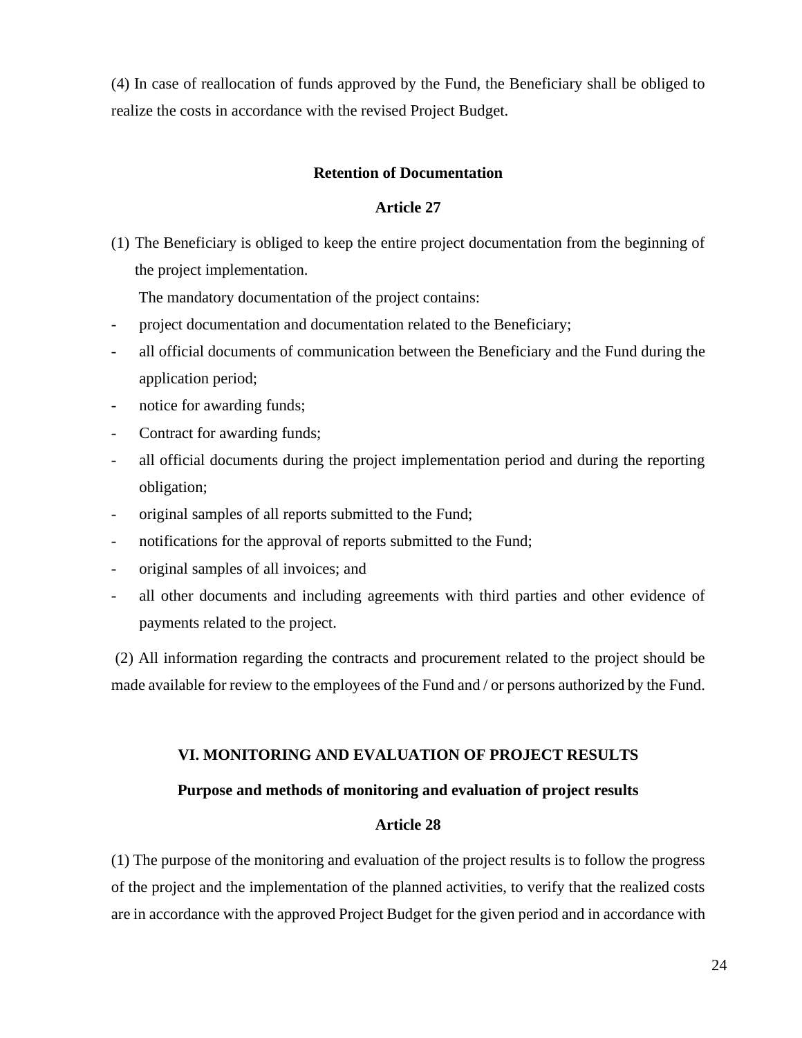(4) In case of reallocation of funds approved by the Fund, the Beneficiary shall be obliged to realize the costs in accordance with the revised Project Budget.

**Retention of Documentation**

**Article 27**

(1) The Beneficiary is obliged to keep the entire project documentation from the beginning of the project implementation.

The mandatory documentation of the project contains:

- project documentation and documentation related to the Beneficiary;
- all official documents of communication between the Beneficiary and the Fund during the application period;
- notice for awarding funds;
- Contract for awarding funds;
- all official documents during the project implementation period and during the reporting obligation;
- original samples of all reports submitted to the Fund;
- notifications for the approval of reports submitted to the Fund;
- original samples of all invoices; and
- all other documents and including agreements with third parties and other evidence of payments related to the project.

(2) All information regarding the contracts and procurement related to the project should be made available for review to the employees of the Fund and / or persons authorized by the Fund.

## VI. MONITORING AND EVALUATION OF PROJECT RESULTS

**Purpose and methods of monitoring and evaluation of project results**

**Article 28**

(1) The purpose of the monitoring and evaluation of the project results is to follow the progress of the project and the implementation of the planned activities, to verify that the realized costs are in accordance with the approved Project Budget for the given period and in accordance with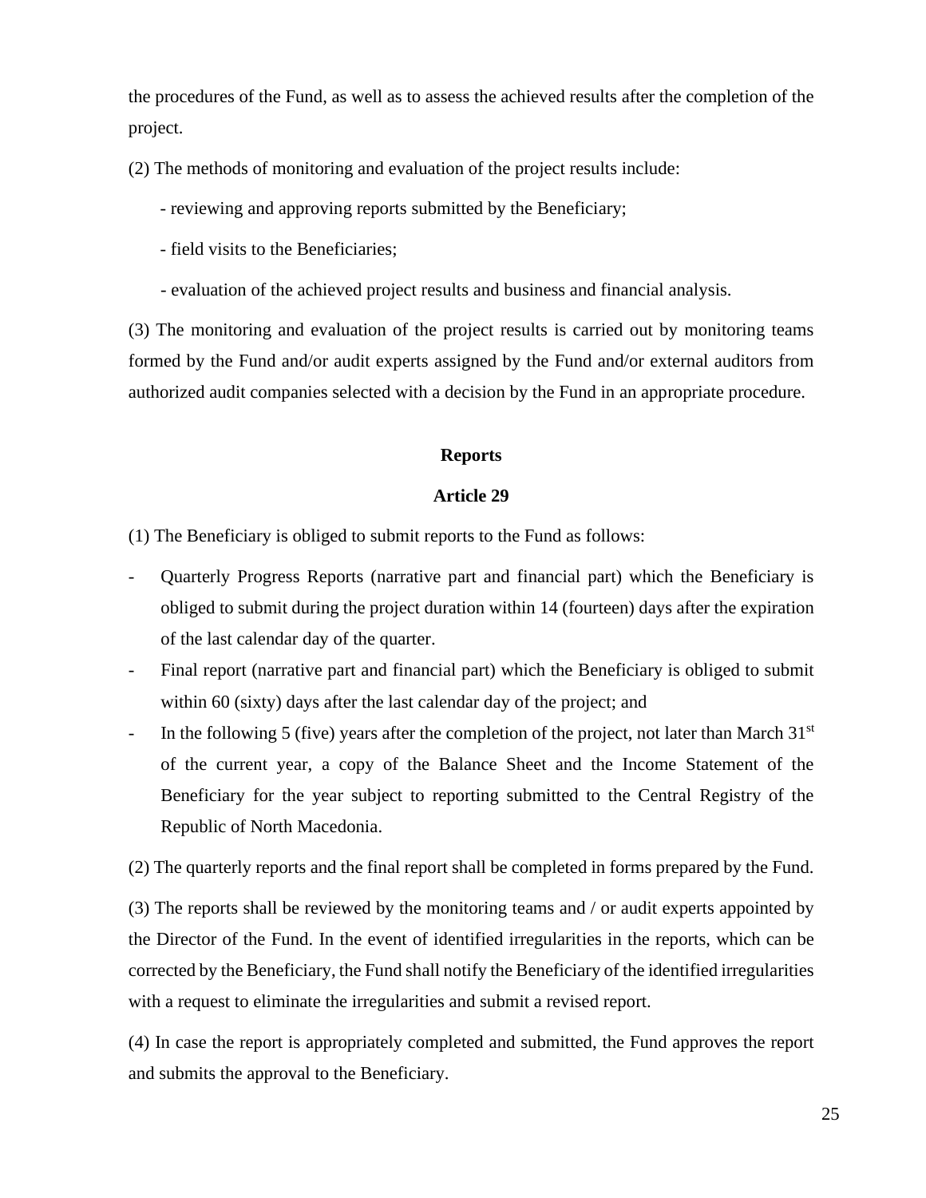the procedures of the Fund, as well as to assess the achieved results after the completion of the project.

(2) The methods of monitoring and evaluation of the project results include:

- reviewing and approving reports submitted by the Beneficiary;
- field visits to the Beneficiaries;
- evaluation of the achieved project results and business and financial analysis.

(3) The monitoring and evaluation of the project results is carried out by monitoring teams formed by the Fund and/or audit experts assigned by the Fund and/or external auditors from authorized audit companies selected with a decision by the Fund in an appropriate procedure.

**Reports**

**Article 29**

(1) The Beneficiary is obliged to submit reports to the Fund as follows:

- Quarterly Progress Reports (narrative part and financial part) which the Beneficiary is obliged to submit during the project duration within 14 (fourteen) days after the expiration of the last calendar day of the quarter.
- Final report (narrative part and financial part) which the Beneficiary is obliged to submit within 60 (sixty) days after the last calendar day of the project; and
- In the following 5 (five) years after the completion of the project, not later than March 31st of the current year, a copy of the Balance Sheet and the Income Statement of the Beneficiary for the year subject to reporting submitted to the Central Registry of the Republic of North Macedonia.

(2) The quarterly reports and the final report shall be completed in forms prepared by the Fund.

(3) The reports shall be reviewed by the monitoring teams and / or audit experts appointed by the Director of the Fund. In the event of identified irregularities in the reports, which can be corrected by the Beneficiary, the Fund shall notify the Beneficiary of the identified irregularities with a request to eliminate the irregularities and submit a revised report.

(4) In case the report is appropriately completed and submitted, the Fund approves the report and submits the approval to the Beneficiary.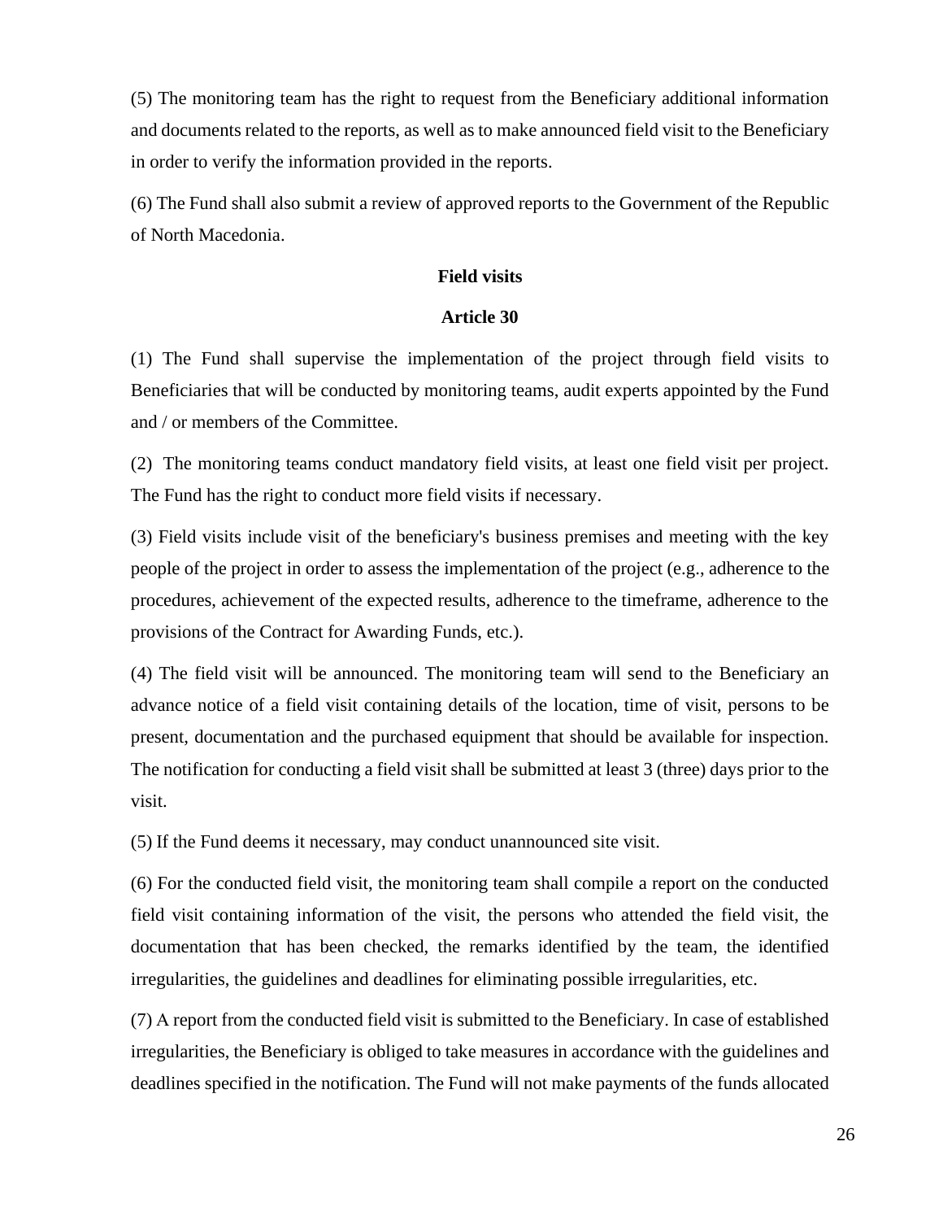(5) The monitoring team has the right to request from the Beneficiary additional information and documents related to the reports, as well as to make announced field visit to the Beneficiary in order to verify the information provided in the reports.

(6) The Fund shall also submit a review of approved reports to the Government of the Republic of North Macedonia.

**Field visits**

**Article 30**

(1) The Fund shall supervise the implementation of the project through field visits to Beneficiaries that will be conducted by monitoring teams, audit experts appointed by the Fund and / or members of the Committee.

(2) The monitoring teams conduct mandatory field visits, at least one field visit per project. The Fund has the right to conduct more field visits if necessary.

(3) Field visits include visit of the beneficiary's business premises and meeting with the key people of the project in order to assess the implementation of the project (e.g., adherence to the procedures, achievement of the expected results, adherence to the timeframe, adherence to the provisions of the Contract for Awarding Funds, etc.).

(4) The field visit will be announced. The monitoring team will send to the Beneficiary an advance notice of a field visit containing details of the location, time of visit, persons to be present, documentation and the purchased equipment that should be available for inspection. The notification for conducting a field visit shall be submitted at least 3 (three) days prior to the visit.

(5) If the Fund deems it necessary, may conduct unannounced site visit.

(6) For the conducted field visit, the monitoring team shall compile a report on the conducted field visit containing information of the visit, the persons who attended the field visit, the documentation that has been checked, the remarks identified by the team, the identified irregularities, the guidelines and deadlines for eliminating possible irregularities, etc.

(7) A report from the conducted field visit is submitted to the Beneficiary. In case of established irregularities, the Beneficiary is obliged to take measures in accordance with the guidelines and deadlines specified in the notification. The Fund will not make payments of the funds allocated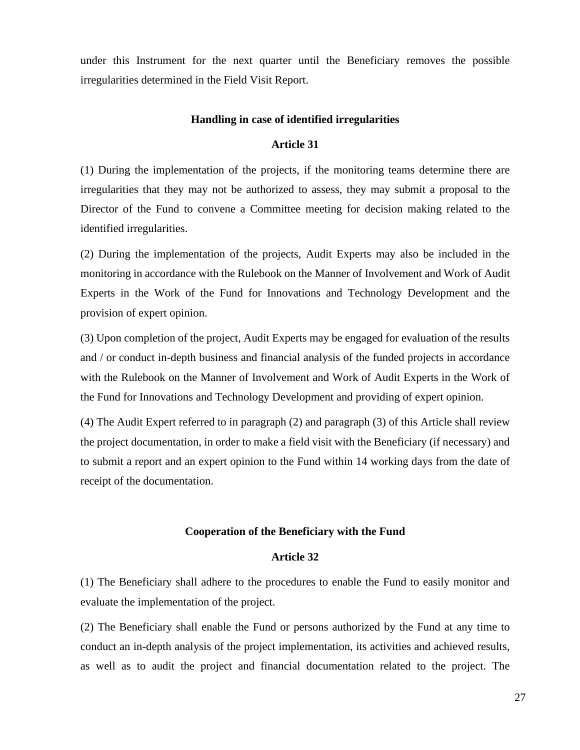under this Instrument for the next quarter until the Beneficiary removes the possible irregularities determined in the Field Visit Report.

**Handling in case of identified irregularities**

**Article 31**

(1) During the implementation of the projects, if the monitoring teams determine there are irregularities that they may not be authorized to assess, they may submit a proposal to the Director of the Fund to convene a Committee meeting for decision making related to the identified irregularities.

(2) During the implementation of the projects, Audit Experts may also be included in the monitoring in accordance with the Rulebook on the Manner of Involvement and Work of Audit Experts in the Work of the Fund for Innovations and Technology Development and the provision of expert opinion.

(3) Upon completion of the project, Audit Experts may be engaged for evaluation of the results and / or conduct in-depth business and financial analysis of the funded projects in accordance with the Rulebook on the Manner of Involvement and Work of Audit Experts in the Work of the Fund for Innovations and Technology Development and providing of expert opinion.

(4) The Audit Expert referred to in paragraph (2) and paragraph (3) of this Article shall review the project documentation, in order to make a field visit with the Beneficiary (if necessary) and to submit a report and an expert opinion to the Fund within 14 working days from the date of receipt of the documentation.

**Cooperation of the Beneficiary with the Fund**

**Article 32**

(1) The Beneficiary shall adhere to the procedures to enable the Fund to easily monitor and evaluate the implementation of the project.

(2) The Beneficiary shall enable the Fund or persons authorized by the Fund at any time to conduct an in-depth analysis of the project implementation, its activities and achieved results, as well as to audit the project and financial documentation related to the project. The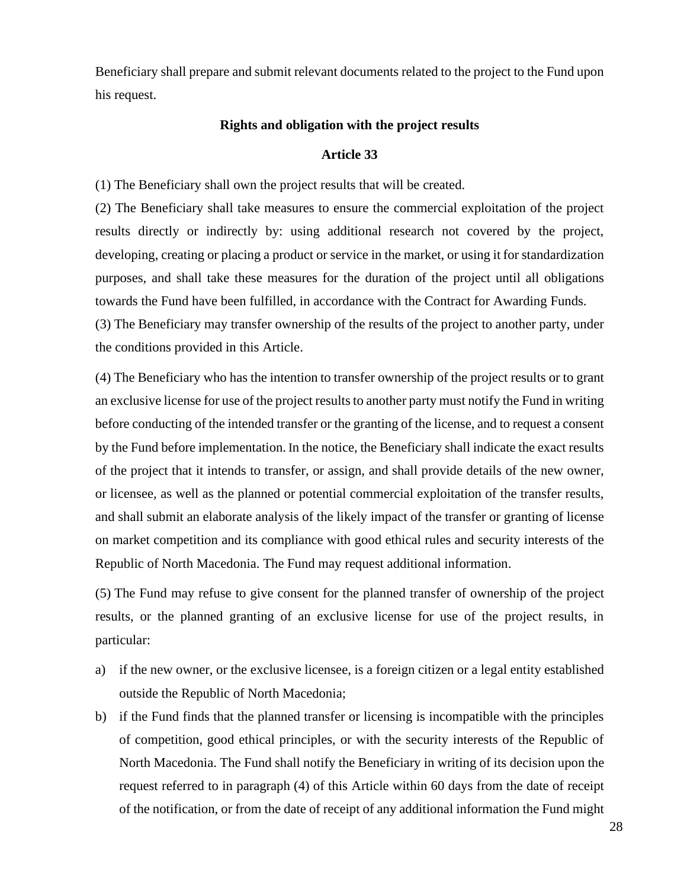Beneficiary shall prepare and submit relevant documents related to the project to the Fund upon his request.

**Rights and obligation with the project results**

**Article 33**

(1) The Beneficiary shall own the project results that will be created.

(2) The Beneficiary shall take measures to ensure the commercial exploitation of the project results directly or indirectly by: using additional research not covered by the project, developing, creating or placing a product or service in the market, or using it for standardization purposes, and shall take these measures for the duration of the project until all obligations towards the Fund have been fulfilled, in accordance with the Contract for Awarding Funds.

(3) The Beneficiary may transfer ownership of the results of the project to another party, under the conditions provided in this Article.

(4) The Beneficiary who has the intention to transfer ownership of the project results or to grant an exclusive license for use of the project results to another party must notify the Fund in writing before conducting of the intended transfer or the granting of the license, and to request a consent by the Fund before implementation. In the notice, the Beneficiary shall indicate the exact results of the project that it intends to transfer, or assign, and shall provide details of the new owner, or licensee, as well as the planned or potential commercial exploitation of the transfer results, and shall submit an elaborate analysis of the likely impact of the transfer or granting of license on market competition and its compliance with good ethical rules and security interests of the Republic of North Macedonia. The Fund may request additional information.

(5) The Fund may refuse to give consent for the planned transfer of ownership of the project results, or the planned granting of an exclusive license for use of the project results, in particular:

a) if the new owner, or the exclusive licensee, is a foreign citizen or a legal entity established outside the Republic of North Macedonia;
b) if the Fund finds that the planned transfer or licensing is incompatible with the principles of competition, good ethical principles, or with the security interests of the Republic of North Macedonia. The Fund shall notify the Beneficiary in writing of its decision upon the request referred to in paragraph (4) of this Article within 60 days from the date of receipt of the notification, or from the date of receipt of any additional information the Fund might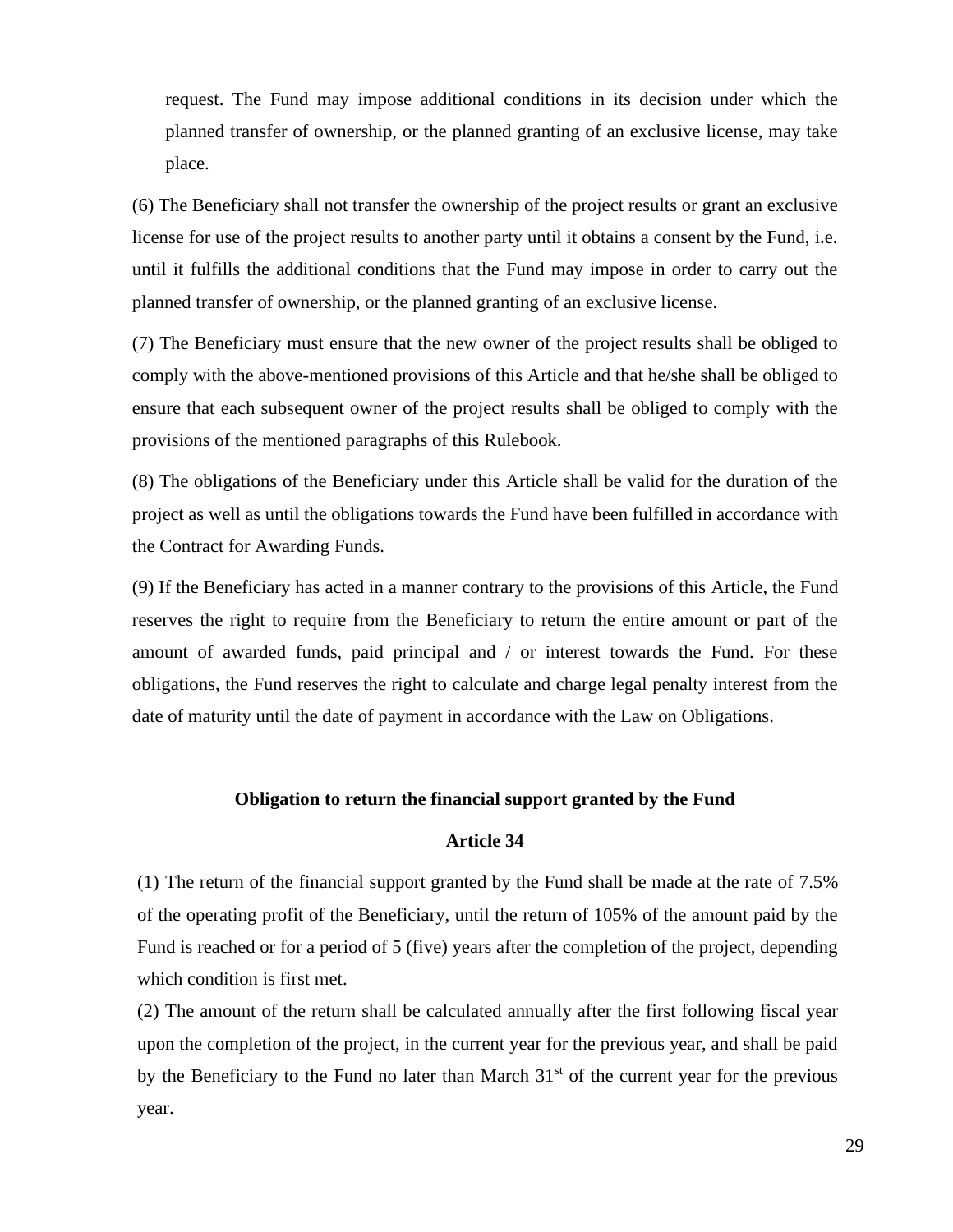request. The Fund may impose additional conditions in its decision under which the planned transfer of ownership, or the planned granting of an exclusive license, may take place.

(6) The Beneficiary shall not transfer the ownership of the project results or grant an exclusive license for use of the project results to another party until it obtains a consent by the Fund, i.e. until it fulfills the additional conditions that the Fund may impose in order to carry out the planned transfer of ownership, or the planned granting of an exclusive license.

(7) The Beneficiary must ensure that the new owner of the project results shall be obliged to comply with the above-mentioned provisions of this Article and that he/she shall be obliged to ensure that each subsequent owner of the project results shall be obliged to comply with the provisions of the mentioned paragraphs of this Rulebook.

(8) The obligations of the Beneficiary under this Article shall be valid for the duration of the project as well as until the obligations towards the Fund have been fulfilled in accordance with the Contract for Awarding Funds.

(9) If the Beneficiary has acted in a manner contrary to the provisions of this Article, the Fund reserves the right to require from the Beneficiary to return the entire amount or part of the amount of awarded funds, paid principal and / or interest towards the Fund. For these obligations, the Fund reserves the right to calculate and charge legal penalty interest from the date of maturity until the date of payment in accordance with the Law on Obligations.

**Obligation to return the financial support granted by the Fund**

**Article 34**

(1) The return of the financial support granted by the Fund shall be made at the rate of 7.5% of the operating profit of the Beneficiary, until the return of 105% of the amount paid by the Fund is reached or for a period of 5 (five) years after the completion of the project, depending which condition is first met.

(2) The amount of the return shall be calculated annually after the first following fiscal year upon the completion of the project, in the current year for the previous year, and shall be paid by the Beneficiary to the Fund no later than March 31st of the current year for the previous year.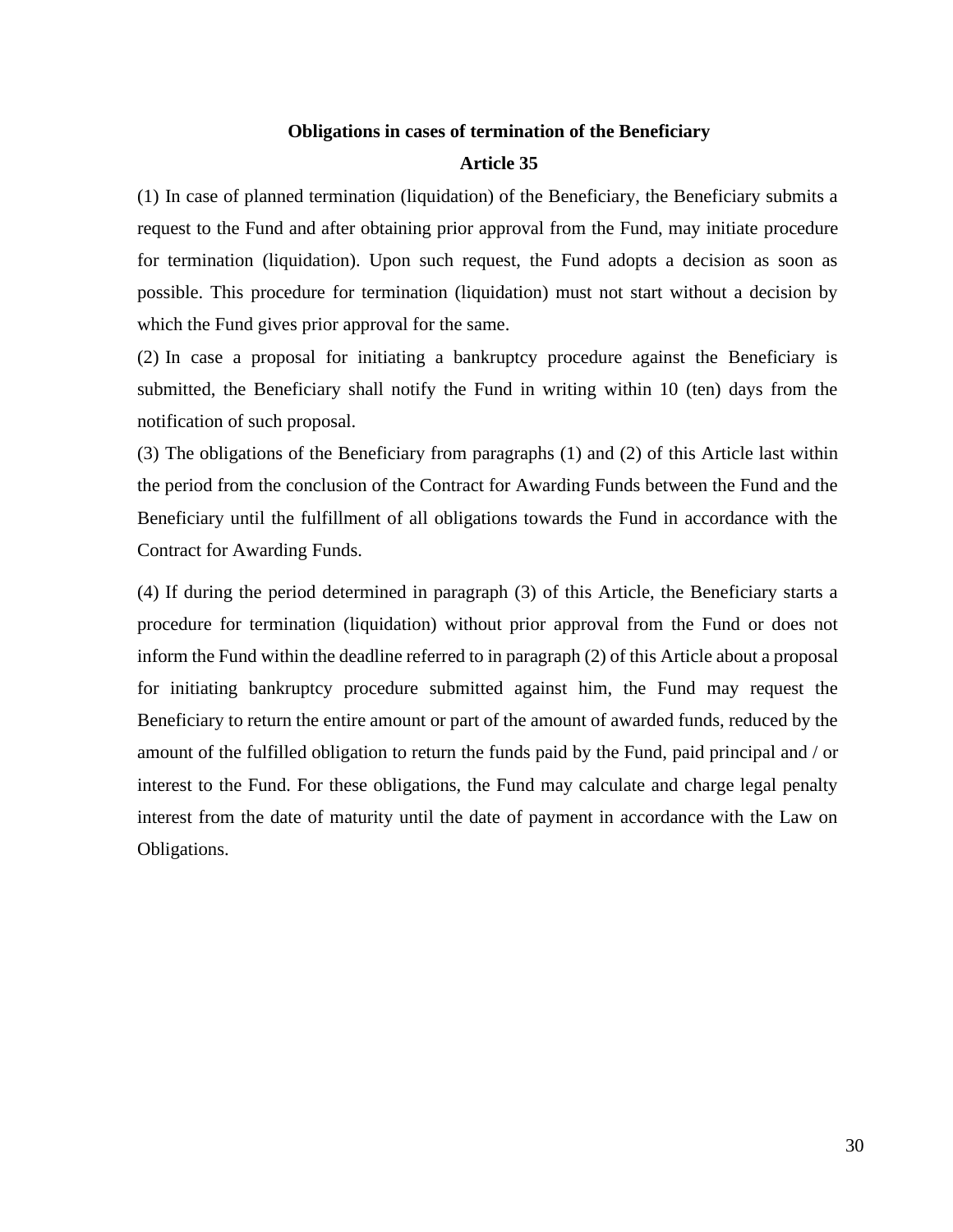**Obligations in cases of termination of the Beneficiary**

**Article 35**

(1) In case of planned termination (liquidation) of the Beneficiary, the Beneficiary submits a request to the Fund and after obtaining prior approval from the Fund, may initiate procedure for termination (liquidation). Upon such request, the Fund adopts a decision as soon as possible. This procedure for termination (liquidation) must not start without a decision by which the Fund gives prior approval for the same.

(2) In case a proposal for initiating a bankruptcy procedure against the Beneficiary is submitted, the Beneficiary shall notify the Fund in writing within 10 (ten) days from the notification of such proposal.

(3) The obligations of the Beneficiary from paragraphs (1) and (2) of this Article last within the period from the conclusion of the Contract for Awarding Funds between the Fund and the Beneficiary until the fulfillment of all obligations towards the Fund in accordance with the Contract for Awarding Funds.

(4) If during the period determined in paragraph (3) of this Article, the Beneficiary starts a procedure for termination (liquidation) without prior approval from the Fund or does not inform the Fund within the deadline referred to in paragraph (2) of this Article about a proposal for initiating bankruptcy procedure submitted against him, the Fund may request the Beneficiary to return the entire amount or part of the amount of awarded funds, reduced by the amount of the fulfilled obligation to return the funds paid by the Fund, paid principal and / or interest to the Fund. For these obligations, the Fund may calculate and charge legal penalty interest from the date of maturity until the date of payment in accordance with the Law on Obligations.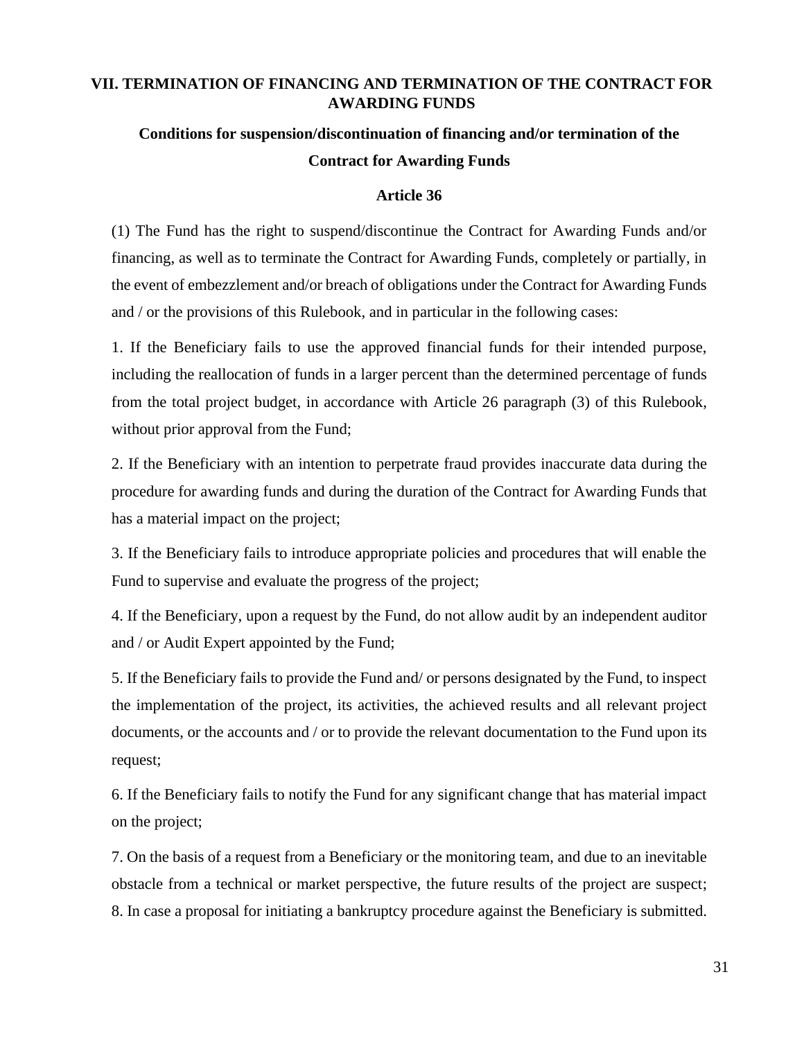## VII. TERMINATION OF FINANCING AND TERMINATION OF THE CONTRACT FOR AWARDING FUNDS

### Conditions for suspension/discontinuation of financing and/or termination of the Contract for Awarding Funds

### Article 36

(1) The Fund has the right to suspend/discontinue the Contract for Awarding Funds and/or financing, as well as to terminate the Contract for Awarding Funds, completely or partially, in the event of embezzlement and/or breach of obligations under the Contract for Awarding Funds and / or the provisions of this Rulebook, and in particular in the following cases:

1. If the Beneficiary fails to use the approved financial funds for their intended purpose, including the reallocation of funds in a larger percent than the determined percentage of funds from the total project budget, in accordance with Article 26 paragraph (3) of this Rulebook, without prior approval from the Fund;

2. If the Beneficiary with an intention to perpetrate fraud provides inaccurate data during the procedure for awarding funds and during the duration of the Contract for Awarding Funds that has a material impact on the project;

3. If the Beneficiary fails to introduce appropriate policies and procedures that will enable the Fund to supervise and evaluate the progress of the project;

4. If the Beneficiary, upon a request by the Fund, do not allow audit by an independent auditor and / or Audit Expert appointed by the Fund;

5. If the Beneficiary fails to provide the Fund and/ or persons designated by the Fund, to inspect the implementation of the project, its activities, the achieved results and all relevant project documents, or the accounts and / or to provide the relevant documentation to the Fund upon its request;

6. If the Beneficiary fails to notify the Fund for any significant change that has material impact on the project;

7. On the basis of a request from a Beneficiary or the monitoring team, and due to an inevitable obstacle from a technical or market perspective, the future results of the project are suspect;

8. In case a proposal for initiating a bankruptcy procedure against the Beneficiary is submitted.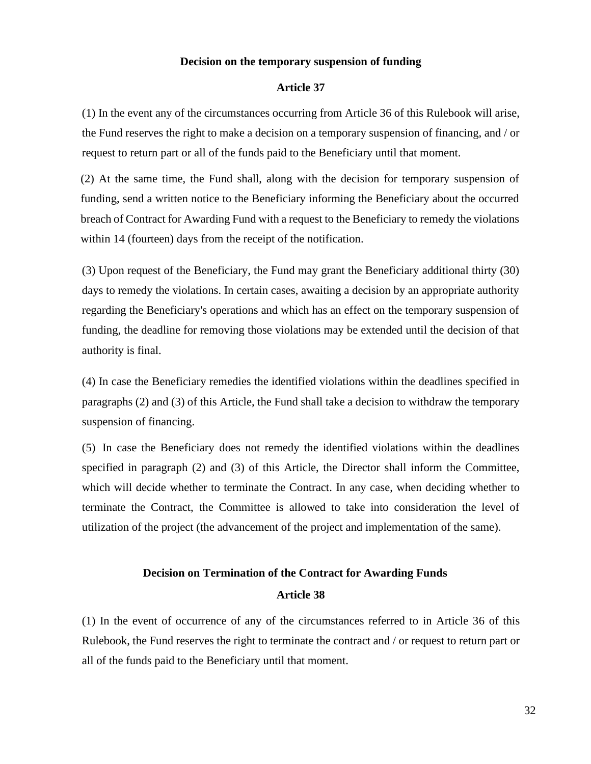**Decision on the temporary suspension of funding**

**Article 37**

(1) In the event any of the circumstances occurring from Article 36 of this Rulebook will arise, the Fund reserves the right to make a decision on a temporary suspension of financing, and / or request to return part or all of the funds paid to the Beneficiary until that moment.

(2) At the same time, the Fund shall, along with the decision for temporary suspension of funding, send a written notice to the Beneficiary informing the Beneficiary about the occurred breach of Contract for Awarding Fund with a request to the Beneficiary to remedy the violations within 14 (fourteen) days from the receipt of the notification.

(3) Upon request of the Beneficiary, the Fund may grant the Beneficiary additional thirty (30) days to remedy the violations. In certain cases, awaiting a decision by an appropriate authority regarding the Beneficiary's operations and which has an effect on the temporary suspension of funding, the deadline for removing those violations may be extended until the decision of that authority is final.

(4) In case the Beneficiary remedies the identified violations within the deadlines specified in paragraphs (2) and (3) of this Article, the Fund shall take a decision to withdraw the temporary suspension of financing.

(5) In case the Beneficiary does not remedy the identified violations within the deadlines specified in paragraph (2) and (3) of this Article, the Director shall inform the Committee, which will decide whether to terminate the Contract. In any case, when deciding whether to terminate the Contract, the Committee is allowed to take into consideration the level of utilization of the project (the advancement of the project and implementation of the same).

**Decision on Termination of the Contract for Awarding Funds**

**Article 38**

(1) In the event of occurrence of any of the circumstances referred to in Article 36 of this Rulebook, the Fund reserves the right to terminate the contract and / or request to return part or all of the funds paid to the Beneficiary until that moment.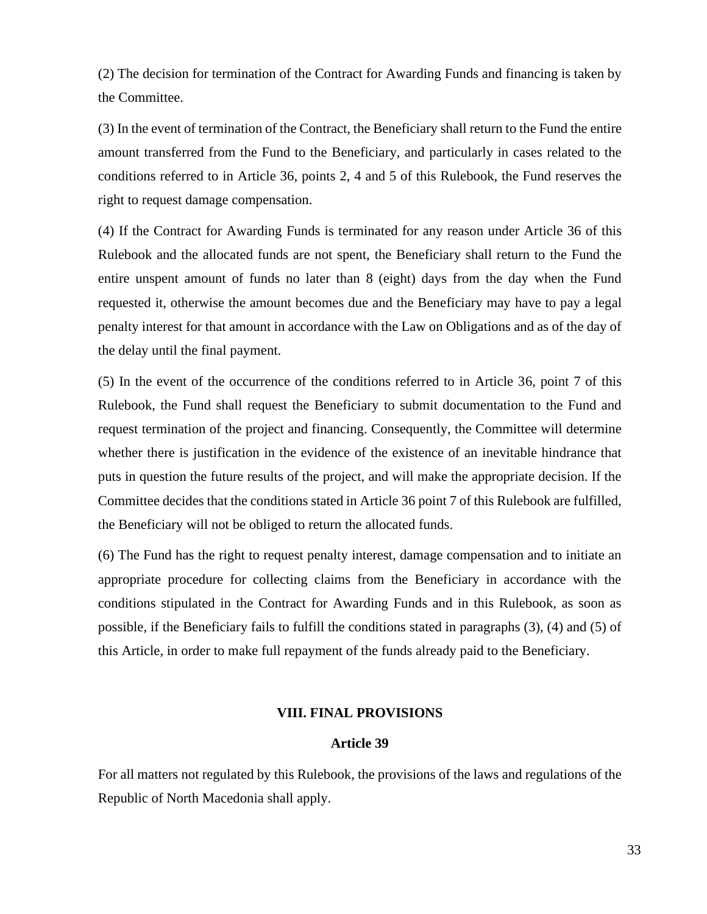(2) The decision for termination of the Contract for Awarding Funds and financing is taken by the Committee.

(3) In the event of termination of the Contract, the Beneficiary shall return to the Fund the entire amount transferred from the Fund to the Beneficiary, and particularly in cases related to the conditions referred to in Article 36, points 2, 4 and 5 of this Rulebook, the Fund reserves the right to request damage compensation.

(4) If the Contract for Awarding Funds is terminated for any reason under Article 36 of this Rulebook and the allocated funds are not spent, the Beneficiary shall return to the Fund the entire unspent amount of funds no later than 8 (eight) days from the day when the Fund requested it, otherwise the amount becomes due and the Beneficiary may have to pay a legal penalty interest for that amount in accordance with the Law on Obligations and as of the day of the delay until the final payment.

(5) In the event of the occurrence of the conditions referred to in Article 36, point 7 of this Rulebook, the Fund shall request the Beneficiary to submit documentation to the Fund and request termination of the project and financing. Consequently, the Committee will determine whether there is justification in the evidence of the existence of an inevitable hindrance that puts in question the future results of the project, and will make the appropriate decision. If the Committee decides that the conditions stated in Article 36 point 7 of this Rulebook are fulfilled, the Beneficiary will not be obliged to return the allocated funds.

(6) The Fund has the right to request penalty interest, damage compensation and to initiate an appropriate procedure for collecting claims from the Beneficiary in accordance with the conditions stipulated in the Contract for Awarding Funds and in this Rulebook, as soon as possible, if the Beneficiary fails to fulfill the conditions stated in paragraphs (3), (4) and (5) of this Article, in order to make full repayment of the funds already paid to the Beneficiary.

## VIII. FINAL PROVISIONS

### Article 39

For all matters not regulated by this Rulebook, the provisions of the laws and regulations of the Republic of North Macedonia shall apply.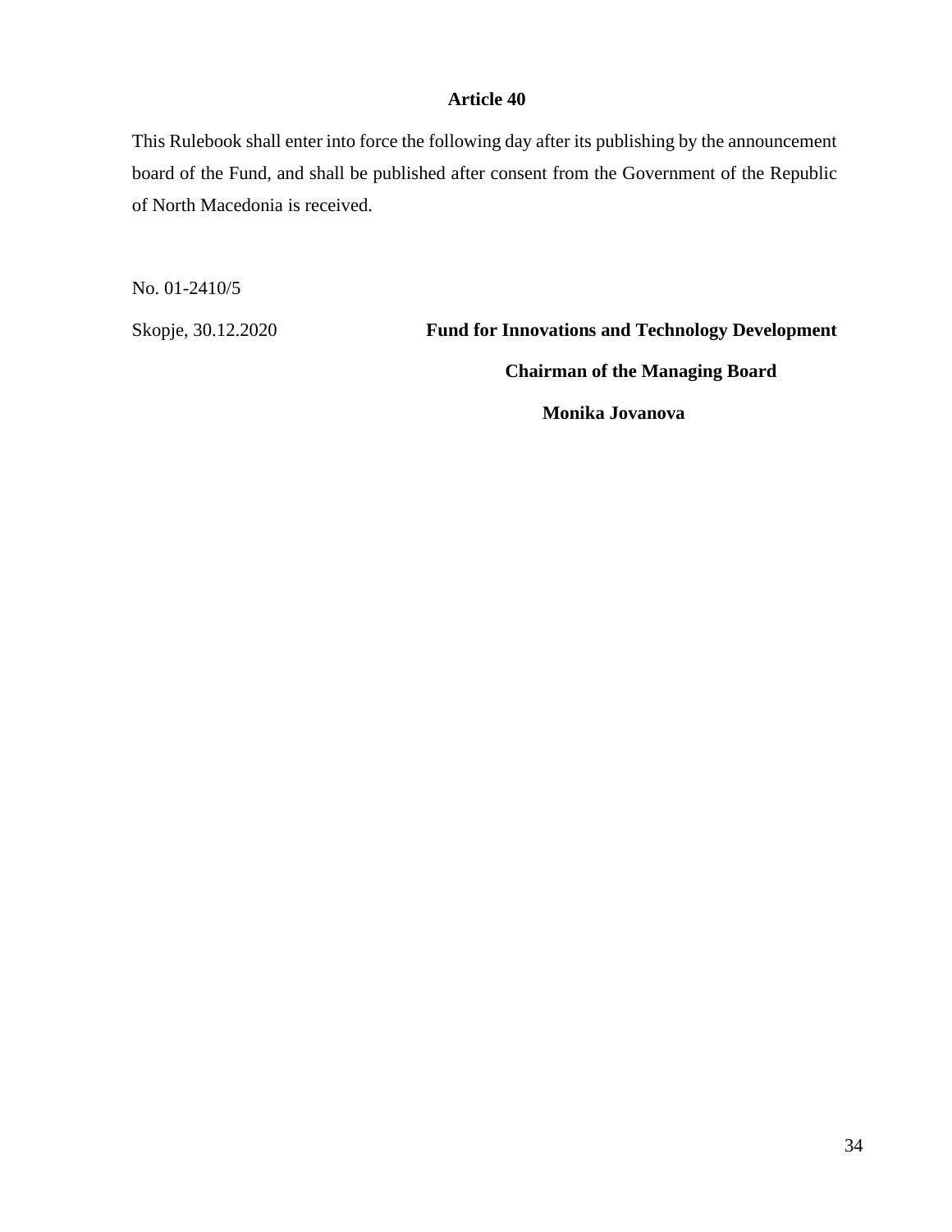### Article 40

This Rulebook shall enter into force the following day after its publishing by the announcement board of the Fund, and shall be published after consent from the Government of the Republic of North Macedonia is received.

No. 01-2410/5

Skopje, 30.12.2020

**Fund for Innovations and Technology Development**

**Chairman of the Managing Board**

**Monika Jovanova**